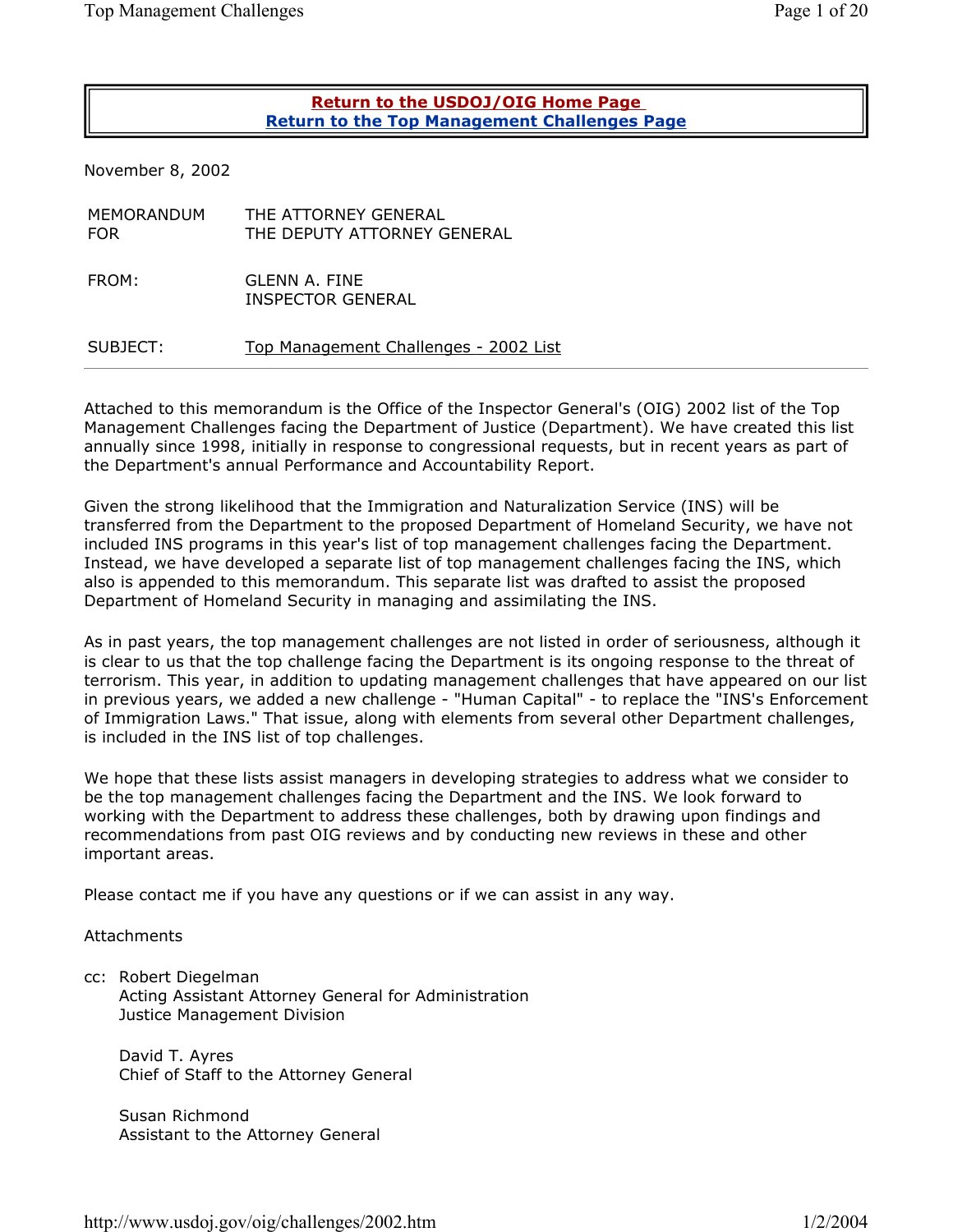**Return to the USDOJ/OIG Home Page**
**Return to the Top Management Challenges Page**

November 8, 2002

| | |
|---|---|
| MEMORANDUM FOR | THE ATTORNEY GENERAL<br>THE DEPUTY ATTORNEY GENERAL |
| FROM: | GLENN A. FINE<br>INSPECTOR GENERAL |
| SUBJECT: | Top Management Challenges - 2002 List |

---

Attached to this memorandum is the Office of the Inspector General's (OIG) 2002 list of the Top Management Challenges facing the Department of Justice (Department). We have created this list annually since 1998, initially in response to congressional requests, but in recent years as part of the Department's annual Performance and Accountability Report.

Given the strong likelihood that the Immigration and Naturalization Service (INS) will be transferred from the Department to the proposed Department of Homeland Security, we have not included INS programs in this year's list of top management challenges facing the Department. Instead, we have developed a separate list of top management challenges facing the INS, which also is appended to this memorandum. This separate list was drafted to assist the proposed Department of Homeland Security in managing and assimilating the INS.

As in past years, the top management challenges are not listed in order of seriousness, although it is clear to us that the top challenge facing the Department is its ongoing response to the threat of terrorism. This year, in addition to updating management challenges that have appeared on our list in previous years, we added a new challenge - "Human Capital" - to replace the "INS's Enforcement of Immigration Laws." That issue, along with elements from several other Department challenges, is included in the INS list of top challenges.

We hope that these lists assist managers in developing strategies to address what we consider to be the top management challenges facing the Department and the INS. We look forward to working with the Department to address these challenges, both by drawing upon findings and recommendations from past OIG reviews and by conducting new reviews in these and other important areas.

Please contact me if you have any questions or if we can assist in any way.

Attachments

cc: Robert Diegelman
Acting Assistant Attorney General for Administration
Justice Management Division

David T. Ayres
Chief of Staff to the Attorney General

Susan Richmond
Assistant to the Attorney General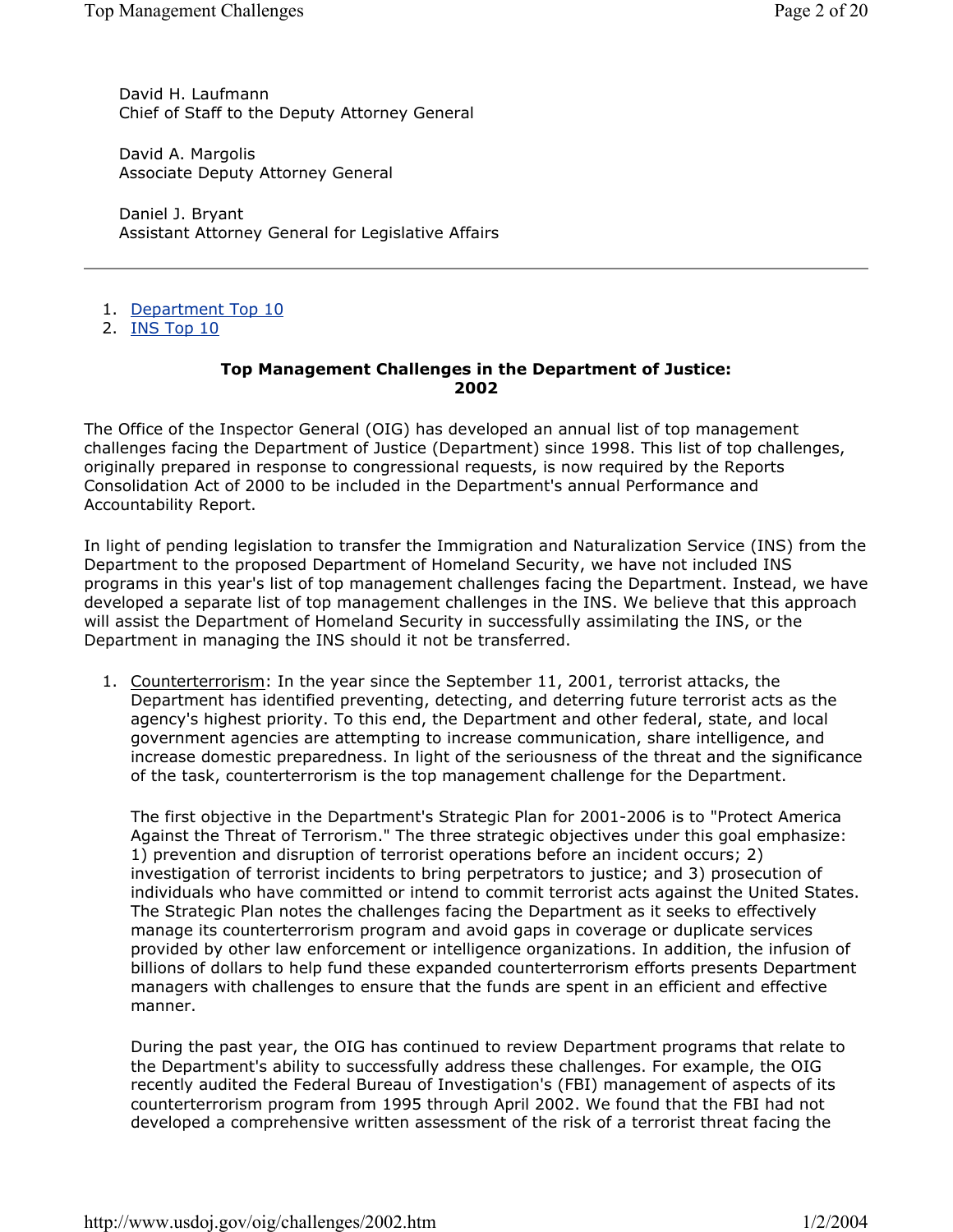David H. Laufmann
Chief of Staff to the Deputy Attorney General

David A. Margolis
Associate Deputy Attorney General

Daniel J. Bryant
Assistant Attorney General for Legislative Affairs

---

1. Department Top 10
2. INS Top 10

**Top Management Challenges in the Department of Justice: 2002**

The Office of the Inspector General (OIG) has developed an annual list of top management challenges facing the Department of Justice (Department) since 1998. This list of top challenges, originally prepared in response to congressional requests, is now required by the Reports Consolidation Act of 2000 to be included in the Department's annual Performance and Accountability Report.

In light of pending legislation to transfer the Immigration and Naturalization Service (INS) from the Department to the proposed Department of Homeland Security, we have not included INS programs in this year's list of top management challenges facing the Department. Instead, we have developed a separate list of top management challenges in the INS. We believe that this approach will assist the Department of Homeland Security in successfully assimilating the INS, or the Department in managing the INS should it not be transferred.

1. Counterterrorism: In the year since the September 11, 2001, terrorist attacks, the Department has identified preventing, detecting, and deterring future terrorist acts as the agency's highest priority. To this end, the Department and other federal, state, and local government agencies are attempting to increase communication, share intelligence, and increase domestic preparedness. In light of the seriousness of the threat and the significance of the task, counterterrorism is the top management challenge for the Department.

   The first objective in the Department's Strategic Plan for 2001-2006 is to "Protect America Against the Threat of Terrorism." The three strategic objectives under this goal emphasize: 1) prevention and disruption of terrorist operations before an incident occurs; 2) investigation of terrorist incidents to bring perpetrators to justice; and 3) prosecution of individuals who have committed or intend to commit terrorist acts against the United States. The Strategic Plan notes the challenges facing the Department as it seeks to effectively manage its counterterrorism program and avoid gaps in coverage or duplicate services provided by other law enforcement or intelligence organizations. In addition, the infusion of billions of dollars to help fund these expanded counterterrorism efforts presents Department managers with challenges to ensure that the funds are spent in an efficient and effective manner.

   During the past year, the OIG has continued to review Department programs that relate to the Department's ability to successfully address these challenges. For example, the OIG recently audited the Federal Bureau of Investigation's (FBI) management of aspects of its counterterrorism program from 1995 through April 2002. We found that the FBI had not developed a comprehensive written assessment of the risk of a terrorist threat facing the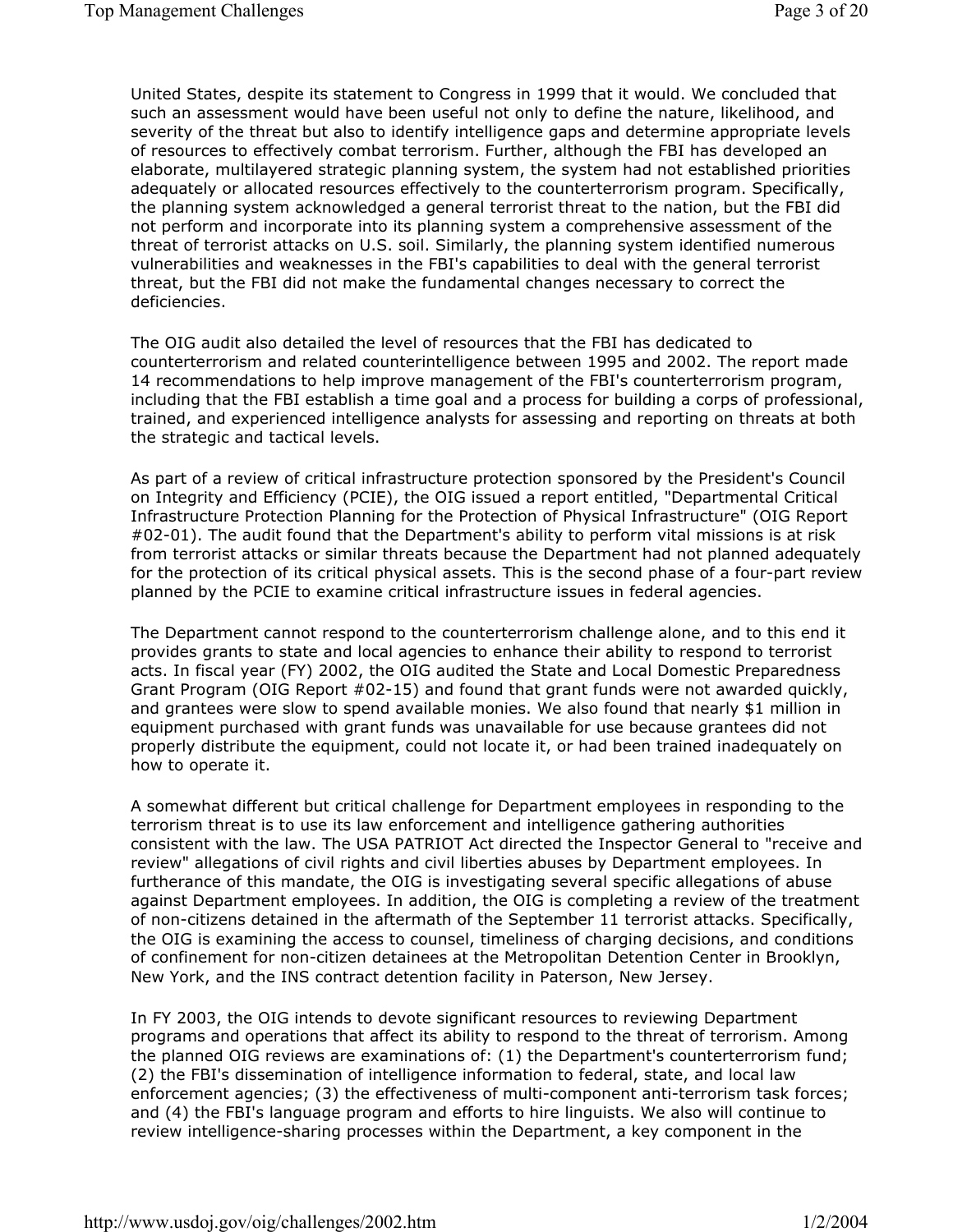United States, despite its statement to Congress in 1999 that it would. We concluded that such an assessment would have been useful not only to define the nature, likelihood, and severity of the threat but also to identify intelligence gaps and determine appropriate levels of resources to effectively combat terrorism. Further, although the FBI has developed an elaborate, multilayered strategic planning system, the system had not established priorities adequately or allocated resources effectively to the counterterrorism program. Specifically, the planning system acknowledged a general terrorist threat to the nation, but the FBI did not perform and incorporate into its planning system a comprehensive assessment of the threat of terrorist attacks on U.S. soil. Similarly, the planning system identified numerous vulnerabilities and weaknesses in the FBI's capabilities to deal with the general terrorist threat, but the FBI did not make the fundamental changes necessary to correct the deficiencies.

The OIG audit also detailed the level of resources that the FBI has dedicated to counterterrorism and related counterintelligence between 1995 and 2002. The report made 14 recommendations to help improve management of the FBI's counterterrorism program, including that the FBI establish a time goal and a process for building a corps of professional, trained, and experienced intelligence analysts for assessing and reporting on threats at both the strategic and tactical levels.

As part of a review of critical infrastructure protection sponsored by the President's Council on Integrity and Efficiency (PCIE), the OIG issued a report entitled, "Departmental Critical Infrastructure Protection Planning for the Protection of Physical Infrastructure" (OIG Report #02-01). The audit found that the Department's ability to perform vital missions is at risk from terrorist attacks or similar threats because the Department had not planned adequately for the protection of its critical physical assets. This is the second phase of a four-part review planned by the PCIE to examine critical infrastructure issues in federal agencies.

The Department cannot respond to the counterterrorism challenge alone, and to this end it provides grants to state and local agencies to enhance their ability to respond to terrorist acts. In fiscal year (FY) 2002, the OIG audited the State and Local Domestic Preparedness Grant Program (OIG Report #02-15) and found that grant funds were not awarded quickly, and grantees were slow to spend available monies. We also found that nearly $1 million in equipment purchased with grant funds was unavailable for use because grantees did not properly distribute the equipment, could not locate it, or had been trained inadequately on how to operate it.

A somewhat different but critical challenge for Department employees in responding to the terrorism threat is to use its law enforcement and intelligence gathering authorities consistent with the law. The USA PATRIOT Act directed the Inspector General to "receive and review" allegations of civil rights and civil liberties abuses by Department employees. In furtherance of this mandate, the OIG is investigating several specific allegations of abuse against Department employees. In addition, the OIG is completing a review of the treatment of non-citizens detained in the aftermath of the September 11 terrorist attacks. Specifically, the OIG is examining the access to counsel, timeliness of charging decisions, and conditions of confinement for non-citizen detainees at the Metropolitan Detention Center in Brooklyn, New York, and the INS contract detention facility in Paterson, New Jersey.

In FY 2003, the OIG intends to devote significant resources to reviewing Department programs and operations that affect its ability to respond to the threat of terrorism. Among the planned OIG reviews are examinations of: (1) the Department's counterterrorism fund; (2) the FBI's dissemination of intelligence information to federal, state, and local law enforcement agencies; (3) the effectiveness of multi-component anti-terrorism task forces; and (4) the FBI's language program and efforts to hire linguists. We also will continue to review intelligence-sharing processes within the Department, a key component in the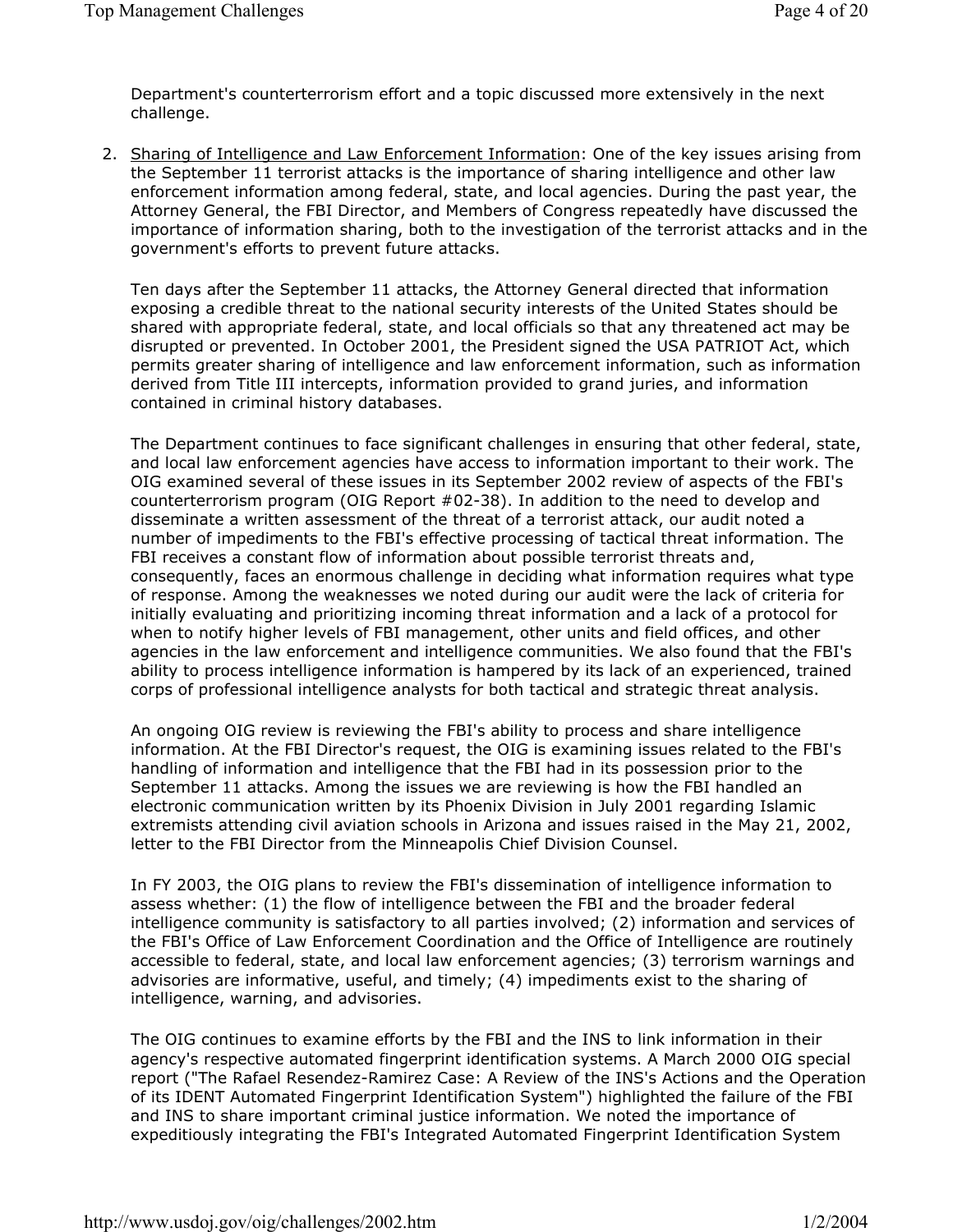Department's counterterrorism effort and a topic discussed more extensively in the next challenge.

2. Sharing of Intelligence and Law Enforcement Information: One of the key issues arising from the September 11 terrorist attacks is the importance of sharing intelligence and other law enforcement information among federal, state, and local agencies. During the past year, the Attorney General, the FBI Director, and Members of Congress repeatedly have discussed the importance of information sharing, both to the investigation of the terrorist attacks and in the government's efforts to prevent future attacks.

   Ten days after the September 11 attacks, the Attorney General directed that information exposing a credible threat to the national security interests of the United States should be shared with appropriate federal, state, and local officials so that any threatened act may be disrupted or prevented. In October 2001, the President signed the USA PATRIOT Act, which permits greater sharing of intelligence and law enforcement information, such as information derived from Title III intercepts, information provided to grand juries, and information contained in criminal history databases.

   The Department continues to face significant challenges in ensuring that other federal, state, and local law enforcement agencies have access to information important to their work. The OIG examined several of these issues in its September 2002 review of aspects of the FBI's counterterrorism program (OIG Report #02-38). In addition to the need to develop and disseminate a written assessment of the threat of a terrorist attack, our audit noted a number of impediments to the FBI's effective processing of tactical threat information. The FBI receives a constant flow of information about possible terrorist threats and, consequently, faces an enormous challenge in deciding what information requires what type of response. Among the weaknesses we noted during our audit were the lack of criteria for initially evaluating and prioritizing incoming threat information and a lack of a protocol for when to notify higher levels of FBI management, other units and field offices, and other agencies in the law enforcement and intelligence communities. We also found that the FBI's ability to process intelligence information is hampered by its lack of an experienced, trained corps of professional intelligence analysts for both tactical and strategic threat analysis.

   An ongoing OIG review is reviewing the FBI's ability to process and share intelligence information. At the FBI Director's request, the OIG is examining issues related to the FBI's handling of information and intelligence that the FBI had in its possession prior to the September 11 attacks. Among the issues we are reviewing is how the FBI handled an electronic communication written by its Phoenix Division in July 2001 regarding Islamic extremists attending civil aviation schools in Arizona and issues raised in the May 21, 2002, letter to the FBI Director from the Minneapolis Chief Division Counsel.

   In FY 2003, the OIG plans to review the FBI's dissemination of intelligence information to assess whether: (1) the flow of intelligence between the FBI and the broader federal intelligence community is satisfactory to all parties involved; (2) information and services of the FBI's Office of Law Enforcement Coordination and the Office of Intelligence are routinely accessible to federal, state, and local law enforcement agencies; (3) terrorism warnings and advisories are informative, useful, and timely; (4) impediments exist to the sharing of intelligence, warning, and advisories.

   The OIG continues to examine efforts by the FBI and the INS to link information in their agency's respective automated fingerprint identification systems. A March 2000 OIG special report ("The Rafael Resendez-Ramirez Case: A Review of the INS's Actions and the Operation of its IDENT Automated Fingerprint Identification System") highlighted the failure of the FBI and INS to share important criminal justice information. We noted the importance of expeditiously integrating the FBI's Integrated Automated Fingerprint Identification System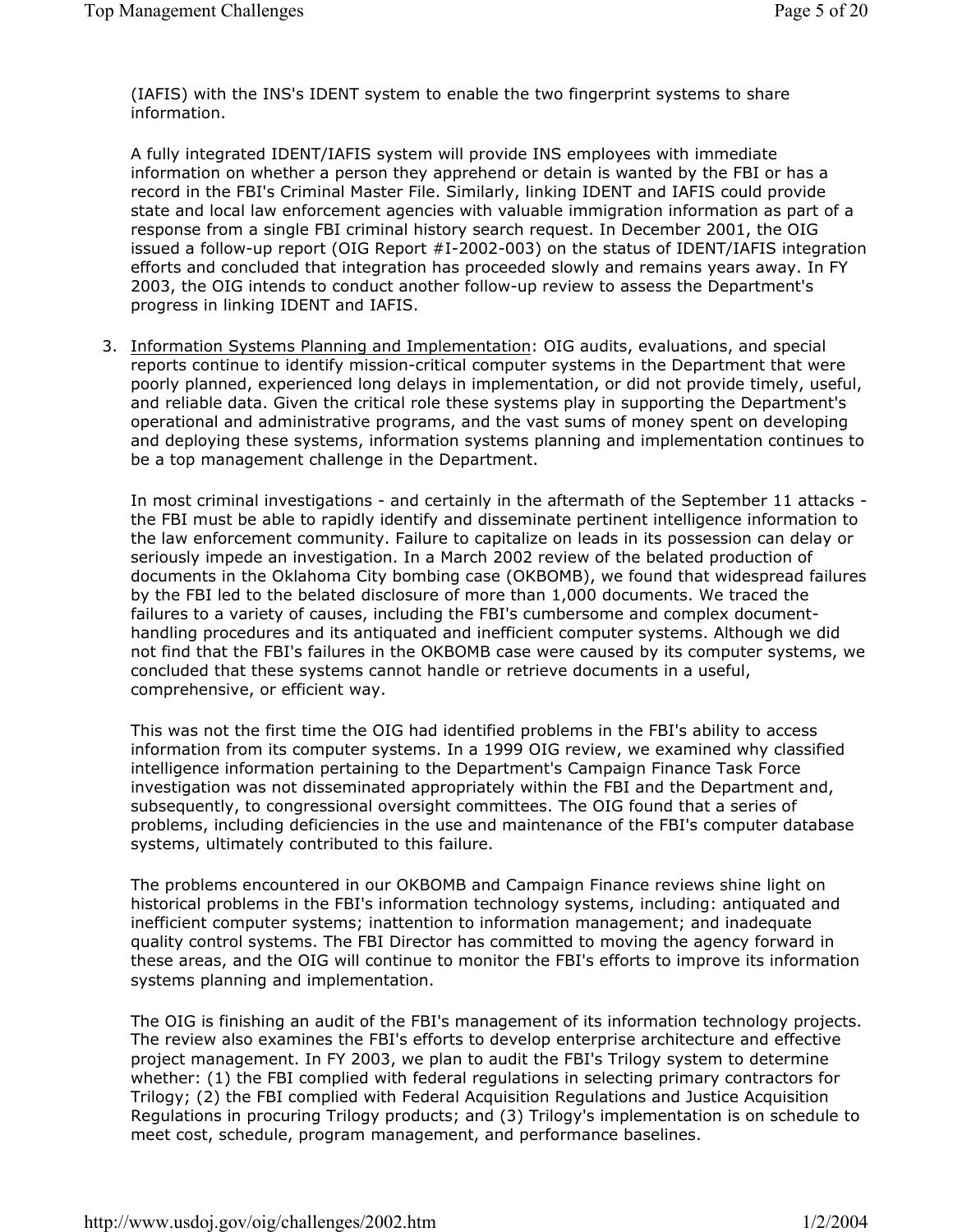(IAFIS) with the INS's IDENT system to enable the two fingerprint systems to share information.

A fully integrated IDENT/IAFIS system will provide INS employees with immediate information on whether a person they apprehend or detain is wanted by the FBI or has a record in the FBI's Criminal Master File. Similarly, linking IDENT and IAFIS could provide state and local law enforcement agencies with valuable immigration information as part of a response from a single FBI criminal history search request. In December 2001, the OIG issued a follow-up report (OIG Report #I-2002-003) on the status of IDENT/IAFIS integration efforts and concluded that integration has proceeded slowly and remains years away. In FY 2003, the OIG intends to conduct another follow-up review to assess the Department's progress in linking IDENT and IAFIS.

3. <u>Information Systems Planning and Implementation</u>: OIG audits, evaluations, and special reports continue to identify mission-critical computer systems in the Department that were poorly planned, experienced long delays in implementation, or did not provide timely, useful, and reliable data. Given the critical role these systems play in supporting the Department's operational and administrative programs, and the vast sums of money spent on developing and deploying these systems, information systems planning and implementation continues to be a top management challenge in the Department.

   In most criminal investigations - and certainly in the aftermath of the September 11 attacks - the FBI must be able to rapidly identify and disseminate pertinent intelligence information to the law enforcement community. Failure to capitalize on leads in its possession can delay or seriously impede an investigation. In a March 2002 review of the belated production of documents in the Oklahoma City bombing case (OKBOMB), we found that widespread failures by the FBI led to the belated disclosure of more than 1,000 documents. We traced the failures to a variety of causes, including the FBI's cumbersome and complex document-handling procedures and its antiquated and inefficient computer systems. Although we did not find that the FBI's failures in the OKBOMB case were caused by its computer systems, we concluded that these systems cannot handle or retrieve documents in a useful, comprehensive, or efficient way.

   This was not the first time the OIG had identified problems in the FBI's ability to access information from its computer systems. In a 1999 OIG review, we examined why classified intelligence information pertaining to the Department's Campaign Finance Task Force investigation was not disseminated appropriately within the FBI and the Department and, subsequently, to congressional oversight committees. The OIG found that a series of problems, including deficiencies in the use and maintenance of the FBI's computer database systems, ultimately contributed to this failure.

   The problems encountered in our OKBOMB and Campaign Finance reviews shine light on historical problems in the FBI's information technology systems, including: antiquated and inefficient computer systems; inattention to information management; and inadequate quality control systems. The FBI Director has committed to moving the agency forward in these areas, and the OIG will continue to monitor the FBI's efforts to improve its information systems planning and implementation.

   The OIG is finishing an audit of the FBI's management of its information technology projects. The review also examines the FBI's efforts to develop enterprise architecture and effective project management. In FY 2003, we plan to audit the FBI's Trilogy system to determine whether: (1) the FBI complied with federal regulations in selecting primary contractors for Trilogy; (2) the FBI complied with Federal Acquisition Regulations and Justice Acquisition Regulations in procuring Trilogy products; and (3) Trilogy's implementation is on schedule to meet cost, schedule, program management, and performance baselines.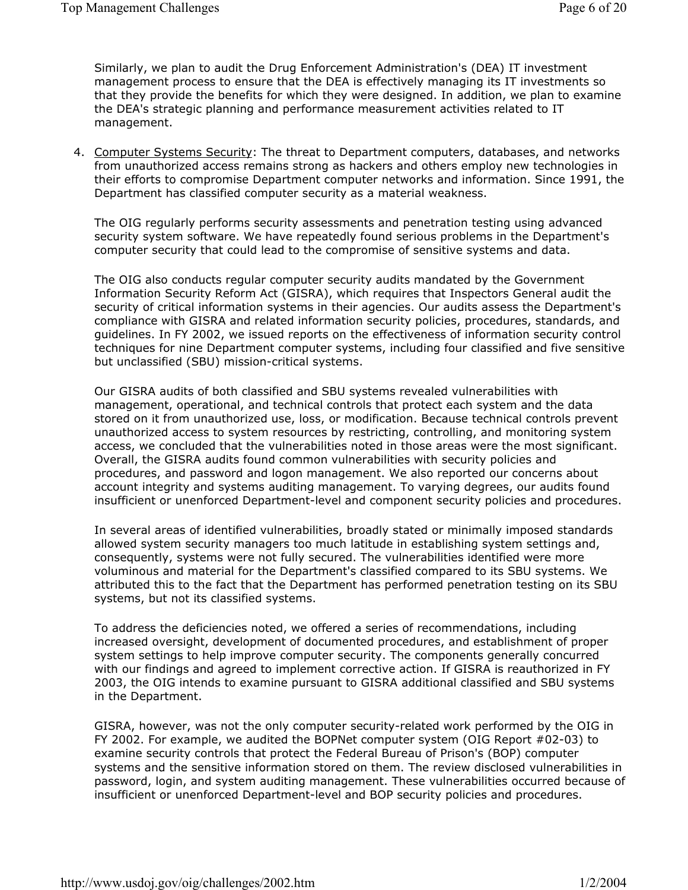Similarly, we plan to audit the Drug Enforcement Administration's (DEA) IT investment management process to ensure that the DEA is effectively managing its IT investments so that they provide the benefits for which they were designed. In addition, we plan to examine the DEA's strategic planning and performance measurement activities related to IT management.

4. Computer Systems Security: The threat to Department computers, databases, and networks from unauthorized access remains strong as hackers and others employ new technologies in their efforts to compromise Department computer networks and information. Since 1991, the Department has classified computer security as a material weakness.

   The OIG regularly performs security assessments and penetration testing using advanced security system software. We have repeatedly found serious problems in the Department's computer security that could lead to the compromise of sensitive systems and data.

   The OIG also conducts regular computer security audits mandated by the Government Information Security Reform Act (GISRA), which requires that Inspectors General audit the security of critical information systems in their agencies. Our audits assess the Department's compliance with GISRA and related information security policies, procedures, standards, and guidelines. In FY 2002, we issued reports on the effectiveness of information security control techniques for nine Department computer systems, including four classified and five sensitive but unclassified (SBU) mission-critical systems.

   Our GISRA audits of both classified and SBU systems revealed vulnerabilities with management, operational, and technical controls that protect each system and the data stored on it from unauthorized use, loss, or modification. Because technical controls prevent unauthorized access to system resources by restricting, controlling, and monitoring system access, we concluded that the vulnerabilities noted in those areas were the most significant. Overall, the GISRA audits found common vulnerabilities with security policies and procedures, and password and logon management. We also reported our concerns about account integrity and systems auditing management. To varying degrees, our audits found insufficient or unenforced Department-level and component security policies and procedures.

   In several areas of identified vulnerabilities, broadly stated or minimally imposed standards allowed system security managers too much latitude in establishing system settings and, consequently, systems were not fully secured. The vulnerabilities identified were more voluminous and material for the Department's classified compared to its SBU systems. We attributed this to the fact that the Department has performed penetration testing on its SBU systems, but not its classified systems.

   To address the deficiencies noted, we offered a series of recommendations, including increased oversight, development of documented procedures, and establishment of proper system settings to help improve computer security. The components generally concurred with our findings and agreed to implement corrective action. If GISRA is reauthorized in FY 2003, the OIG intends to examine pursuant to GISRA additional classified and SBU systems in the Department.

   GISRA, however, was not the only computer security-related work performed by the OIG in FY 2002. For example, we audited the BOPNet computer system (OIG Report #02-03) to examine security controls that protect the Federal Bureau of Prison's (BOP) computer systems and the sensitive information stored on them. The review disclosed vulnerabilities in password, login, and system auditing management. These vulnerabilities occurred because of insufficient or unenforced Department-level and BOP security policies and procedures.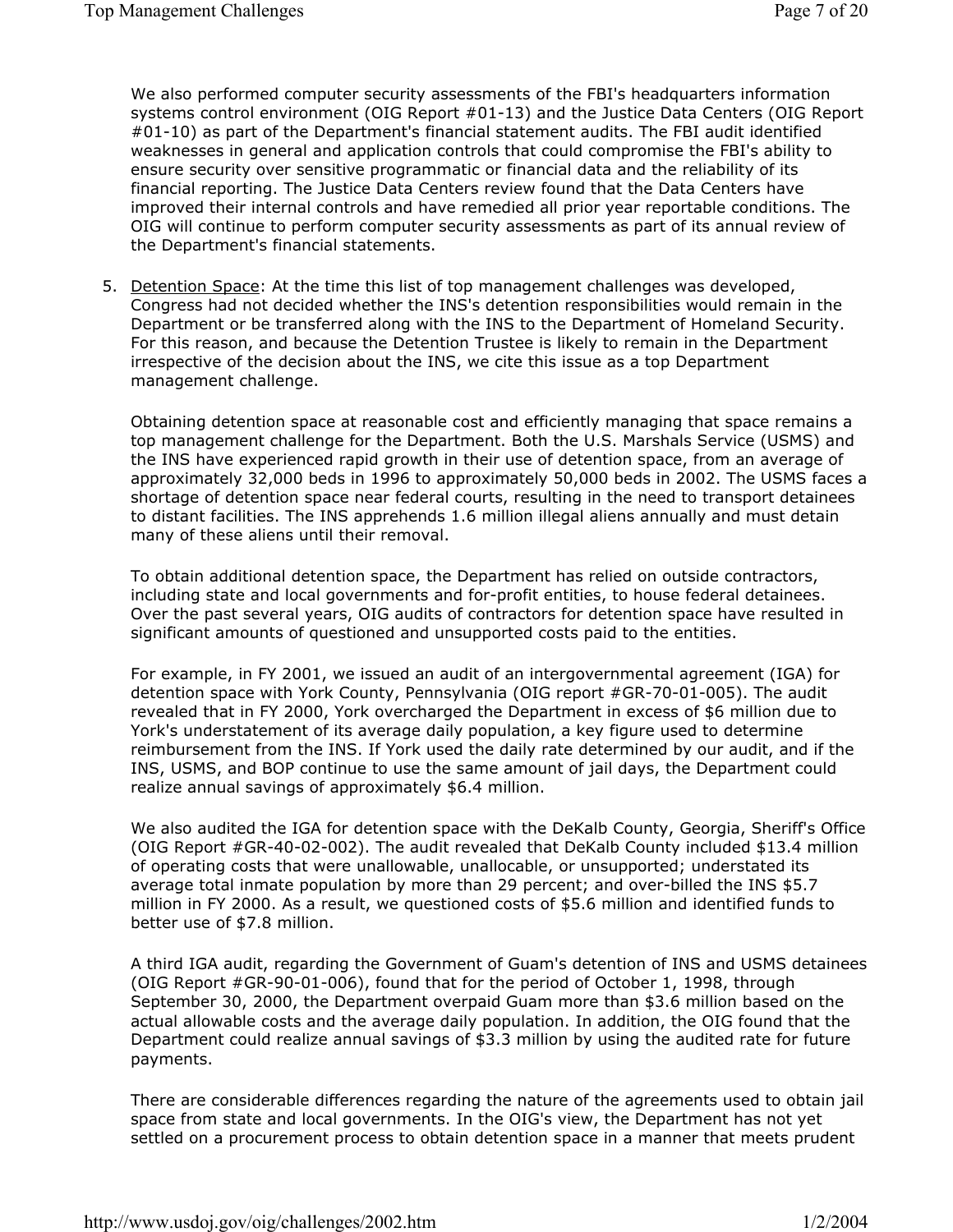We also performed computer security assessments of the FBI's headquarters information systems control environment (OIG Report #01-13) and the Justice Data Centers (OIG Report #01-10) as part of the Department's financial statement audits. The FBI audit identified weaknesses in general and application controls that could compromise the FBI's ability to ensure security over sensitive programmatic or financial data and the reliability of its financial reporting. The Justice Data Centers review found that the Data Centers have improved their internal controls and have remedied all prior year reportable conditions. The OIG will continue to perform computer security assessments as part of its annual review of the Department's financial statements.

5. Detention Space: At the time this list of top management challenges was developed, Congress had not decided whether the INS's detention responsibilities would remain in the Department or be transferred along with the INS to the Department of Homeland Security. For this reason, and because the Detention Trustee is likely to remain in the Department irrespective of the decision about the INS, we cite this issue as a top Department management challenge.

   Obtaining detention space at reasonable cost and efficiently managing that space remains a top management challenge for the Department. Both the U.S. Marshals Service (USMS) and the INS have experienced rapid growth in their use of detention space, from an average of approximately 32,000 beds in 1996 to approximately 50,000 beds in 2002. The USMS faces a shortage of detention space near federal courts, resulting in the need to transport detainees to distant facilities. The INS apprehends 1.6 million illegal aliens annually and must detain many of these aliens until their removal.

   To obtain additional detention space, the Department has relied on outside contractors, including state and local governments and for-profit entities, to house federal detainees. Over the past several years, OIG audits of contractors for detention space have resulted in significant amounts of questioned and unsupported costs paid to the entities.

   For example, in FY 2001, we issued an audit of an intergovernmental agreement (IGA) for detention space with York County, Pennsylvania (OIG report #GR-70-01-005). The audit revealed that in FY 2000, York overcharged the Department in excess of $6 million due to York's understatement of its average daily population, a key figure used to determine reimbursement from the INS. If York used the daily rate determined by our audit, and if the INS, USMS, and BOP continue to use the same amount of jail days, the Department could realize annual savings of approximately $6.4 million.

   We also audited the IGA for detention space with the DeKalb County, Georgia, Sheriff's Office (OIG Report #GR-40-02-002). The audit revealed that DeKalb County included $13.4 million of operating costs that were unallowable, unallocable, or unsupported; understated its average total inmate population by more than 29 percent; and over-billed the INS $5.7 million in FY 2000. As a result, we questioned costs of $5.6 million and identified funds to better use of $7.8 million.

   A third IGA audit, regarding the Government of Guam's detention of INS and USMS detainees (OIG Report #GR-90-01-006), found that for the period of October 1, 1998, through September 30, 2000, the Department overpaid Guam more than $3.6 million based on the actual allowable costs and the average daily population. In addition, the OIG found that the Department could realize annual savings of $3.3 million by using the audited rate for future payments.

   There are considerable differences regarding the nature of the agreements used to obtain jail space from state and local governments. In the OIG's view, the Department has not yet settled on a procurement process to obtain detention space in a manner that meets prudent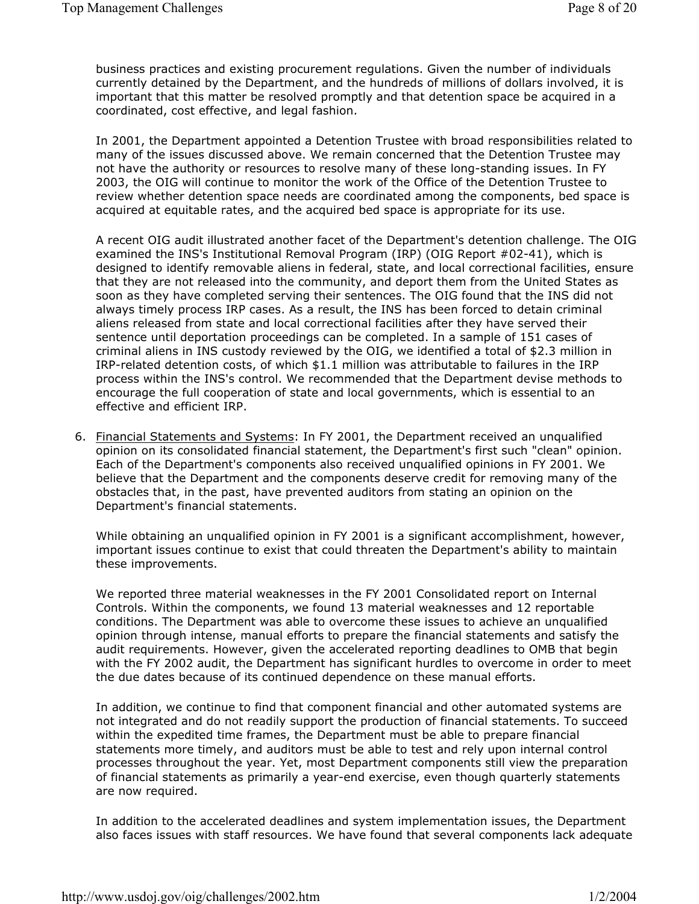business practices and existing procurement regulations. Given the number of individuals currently detained by the Department, and the hundreds of millions of dollars involved, it is important that this matter be resolved promptly and that detention space be acquired in a coordinated, cost effective, and legal fashion.

In 2001, the Department appointed a Detention Trustee with broad responsibilities related to many of the issues discussed above. We remain concerned that the Detention Trustee may not have the authority or resources to resolve many of these long-standing issues. In FY 2003, the OIG will continue to monitor the work of the Office of the Detention Trustee to review whether detention space needs are coordinated among the components, bed space is acquired at equitable rates, and the acquired bed space is appropriate for its use.

A recent OIG audit illustrated another facet of the Department's detention challenge. The OIG examined the INS's Institutional Removal Program (IRP) (OIG Report #02-41), which is designed to identify removable aliens in federal, state, and local correctional facilities, ensure that they are not released into the community, and deport them from the United States as soon as they have completed serving their sentences. The OIG found that the INS did not always timely process IRP cases. As a result, the INS has been forced to detain criminal aliens released from state and local correctional facilities after they have served their sentence until deportation proceedings can be completed. In a sample of 151 cases of criminal aliens in INS custody reviewed by the OIG, we identified a total of $2.3 million in IRP-related detention costs, of which $1.1 million was attributable to failures in the IRP process within the INS's control. We recommended that the Department devise methods to encourage the full cooperation of state and local governments, which is essential to an effective and efficient IRP.

6. Financial Statements and Systems: In FY 2001, the Department received an unqualified opinion on its consolidated financial statement, the Department's first such "clean" opinion. Each of the Department's components also received unqualified opinions in FY 2001. We believe that the Department and the components deserve credit for removing many of the obstacles that, in the past, have prevented auditors from stating an opinion on the Department's financial statements.

   While obtaining an unqualified opinion in FY 2001 is a significant accomplishment, however, important issues continue to exist that could threaten the Department's ability to maintain these improvements.

   We reported three material weaknesses in the FY 2001 Consolidated report on Internal Controls. Within the components, we found 13 material weaknesses and 12 reportable conditions. The Department was able to overcome these issues to achieve an unqualified opinion through intense, manual efforts to prepare the financial statements and satisfy the audit requirements. However, given the accelerated reporting deadlines to OMB that begin with the FY 2002 audit, the Department has significant hurdles to overcome in order to meet the due dates because of its continued dependence on these manual efforts.

   In addition, we continue to find that component financial and other automated systems are not integrated and do not readily support the production of financial statements. To succeed within the expedited time frames, the Department must be able to prepare financial statements more timely, and auditors must be able to test and rely upon internal control processes throughout the year. Yet, most Department components still view the preparation of financial statements as primarily a year-end exercise, even though quarterly statements are now required.

   In addition to the accelerated deadlines and system implementation issues, the Department also faces issues with staff resources. We have found that several components lack adequate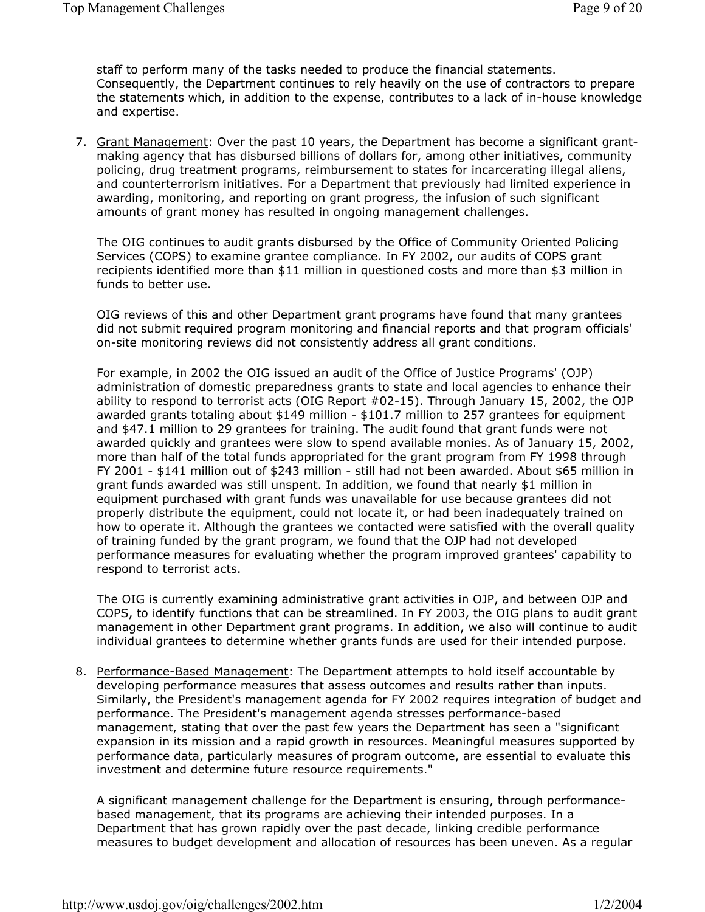staff to perform many of the tasks needed to produce the financial statements. Consequently, the Department continues to rely heavily on the use of contractors to prepare the statements which, in addition to the expense, contributes to a lack of in-house knowledge and expertise.

7. Grant Management: Over the past 10 years, the Department has become a significant grant-making agency that has disbursed billions of dollars for, among other initiatives, community policing, drug treatment programs, reimbursement to states for incarcerating illegal aliens, and counterterrorism initiatives. For a Department that previously had limited experience in awarding, monitoring, and reporting on grant progress, the infusion of such significant amounts of grant money has resulted in ongoing management challenges.

   The OIG continues to audit grants disbursed by the Office of Community Oriented Policing Services (COPS) to examine grantee compliance. In FY 2002, our audits of COPS grant recipients identified more than $11 million in questioned costs and more than $3 million in funds to better use.

   OIG reviews of this and other Department grant programs have found that many grantees did not submit required program monitoring and financial reports and that program officials' on-site monitoring reviews did not consistently address all grant conditions.

   For example, in 2002 the OIG issued an audit of the Office of Justice Programs' (OJP) administration of domestic preparedness grants to state and local agencies to enhance their ability to respond to terrorist acts (OIG Report #02-15). Through January 15, 2002, the OJP awarded grants totaling about $149 million - $101.7 million to 257 grantees for equipment and $47.1 million to 29 grantees for training. The audit found that grant funds were not awarded quickly and grantees were slow to spend available monies. As of January 15, 2002, more than half of the total funds appropriated for the grant program from FY 1998 through FY 2001 - $141 million out of $243 million - still had not been awarded. About $65 million in grant funds awarded was still unspent. In addition, we found that nearly $1 million in equipment purchased with grant funds was unavailable for use because grantees did not properly distribute the equipment, could not locate it, or had been inadequately trained on how to operate it. Although the grantees we contacted were satisfied with the overall quality of training funded by the grant program, we found that the OJP had not developed performance measures for evaluating whether the program improved grantees' capability to respond to terrorist acts.

   The OIG is currently examining administrative grant activities in OJP, and between OJP and COPS, to identify functions that can be streamlined. In FY 2003, the OIG plans to audit grant management in other Department grant programs. In addition, we also will continue to audit individual grantees to determine whether grants funds are used for their intended purpose.

8. Performance-Based Management: The Department attempts to hold itself accountable by developing performance measures that assess outcomes and results rather than inputs. Similarly, the President's management agenda for FY 2002 requires integration of budget and performance. The President's management agenda stresses performance-based management, stating that over the past few years the Department has seen a "significant expansion in its mission and a rapid growth in resources. Meaningful measures supported by performance data, particularly measures of program outcome, are essential to evaluate this investment and determine future resource requirements."

   A significant management challenge for the Department is ensuring, through performance-based management, that its programs are achieving their intended purposes. In a Department that has grown rapidly over the past decade, linking credible performance measures to budget development and allocation of resources has been uneven. As a regular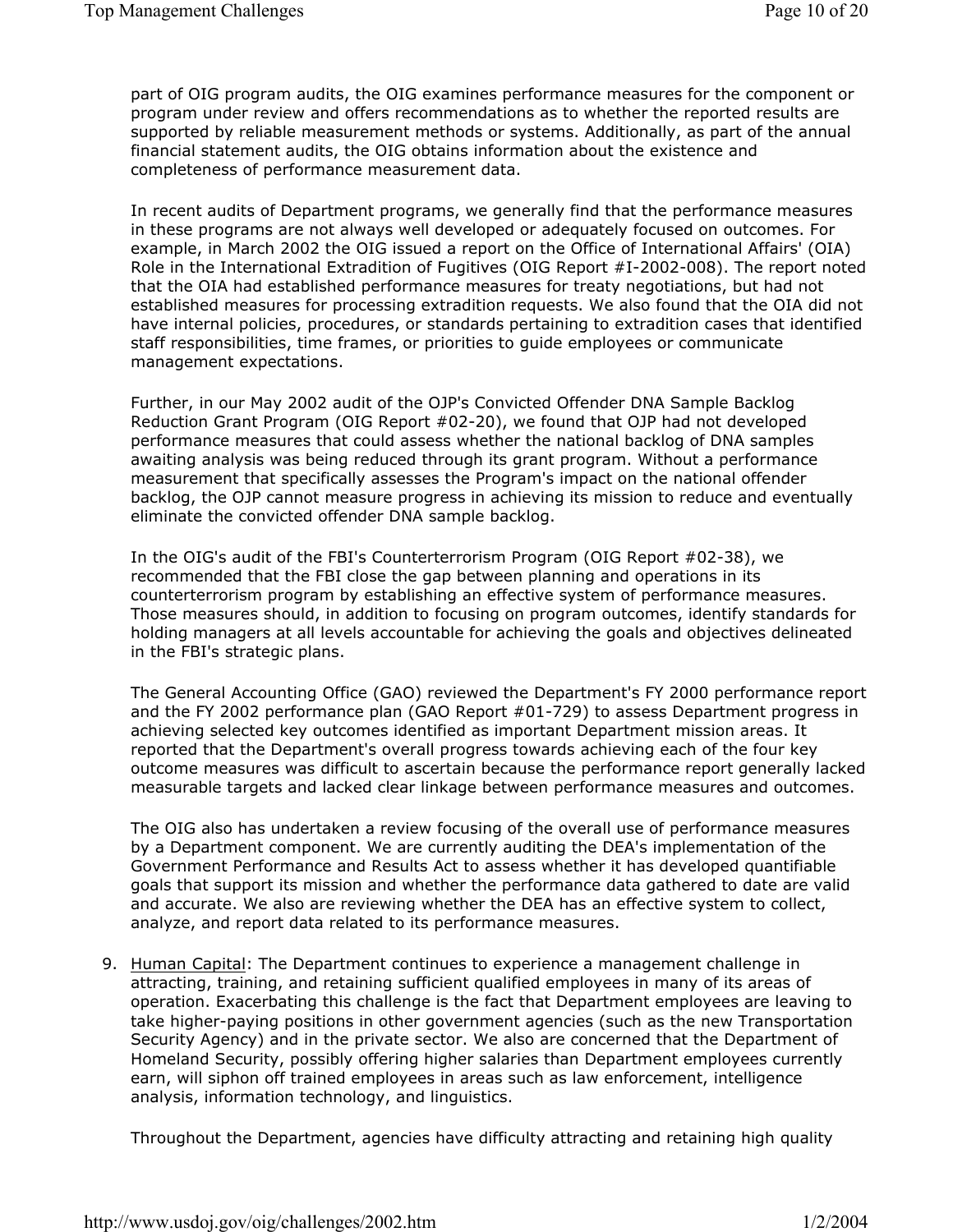part of OIG program audits, the OIG examines performance measures for the component or program under review and offers recommendations as to whether the reported results are supported by reliable measurement methods or systems. Additionally, as part of the annual financial statement audits, the OIG obtains information about the existence and completeness of performance measurement data.

In recent audits of Department programs, we generally find that the performance measures in these programs are not always well developed or adequately focused on outcomes. For example, in March 2002 the OIG issued a report on the Office of International Affairs' (OIA) Role in the International Extradition of Fugitives (OIG Report #I-2002-008). The report noted that the OIA had established performance measures for treaty negotiations, but had not established measures for processing extradition requests. We also found that the OIA did not have internal policies, procedures, or standards pertaining to extradition cases that identified staff responsibilities, time frames, or priorities to guide employees or communicate management expectations.

Further, in our May 2002 audit of the OJP's Convicted Offender DNA Sample Backlog Reduction Grant Program (OIG Report #02-20), we found that OJP had not developed performance measures that could assess whether the national backlog of DNA samples awaiting analysis was being reduced through its grant program. Without a performance measurement that specifically assesses the Program's impact on the national offender backlog, the OJP cannot measure progress in achieving its mission to reduce and eventually eliminate the convicted offender DNA sample backlog.

In the OIG's audit of the FBI's Counterterrorism Program (OIG Report #02-38), we recommended that the FBI close the gap between planning and operations in its counterterrorism program by establishing an effective system of performance measures. Those measures should, in addition to focusing on program outcomes, identify standards for holding managers at all levels accountable for achieving the goals and objectives delineated in the FBI's strategic plans.

The General Accounting Office (GAO) reviewed the Department's FY 2000 performance report and the FY 2002 performance plan (GAO Report #01-729) to assess Department progress in achieving selected key outcomes identified as important Department mission areas. It reported that the Department's overall progress towards achieving each of the four key outcome measures was difficult to ascertain because the performance report generally lacked measurable targets and lacked clear linkage between performance measures and outcomes.

The OIG also has undertaken a review focusing of the overall use of performance measures by a Department component. We are currently auditing the DEA's implementation of the Government Performance and Results Act to assess whether it has developed quantifiable goals that support its mission and whether the performance data gathered to date are valid and accurate. We also are reviewing whether the DEA has an effective system to collect, analyze, and report data related to its performance measures.

9. Human Capital: The Department continues to experience a management challenge in attracting, training, and retaining sufficient qualified employees in many of its areas of operation. Exacerbating this challenge is the fact that Department employees are leaving to take higher-paying positions in other government agencies (such as the new Transportation Security Agency) and in the private sector. We also are concerned that the Department of Homeland Security, possibly offering higher salaries than Department employees currently earn, will siphon off trained employees in areas such as law enforcement, intelligence analysis, information technology, and linguistics.

   Throughout the Department, agencies have difficulty attracting and retaining high quality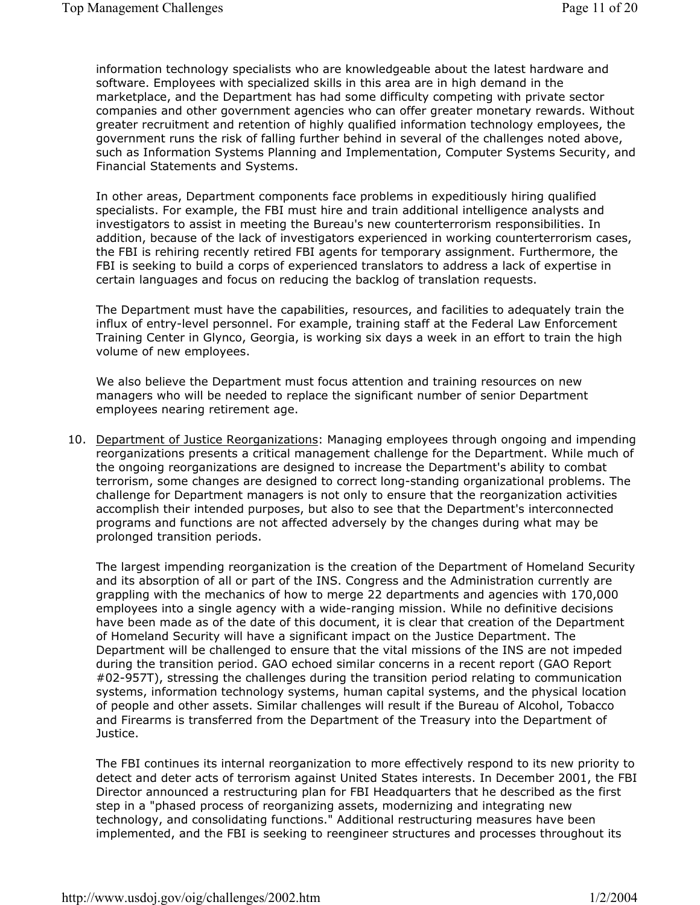information technology specialists who are knowledgeable about the latest hardware and software. Employees with specialized skills in this area are in high demand in the marketplace, and the Department has had some difficulty competing with private sector companies and other government agencies who can offer greater monetary rewards. Without greater recruitment and retention of highly qualified information technology employees, the government runs the risk of falling further behind in several of the challenges noted above, such as Information Systems Planning and Implementation, Computer Systems Security, and Financial Statements and Systems.

In other areas, Department components face problems in expeditiously hiring qualified specialists. For example, the FBI must hire and train additional intelligence analysts and investigators to assist in meeting the Bureau's new counterterrorism responsibilities. In addition, because of the lack of investigators experienced in working counterterrorism cases, the FBI is rehiring recently retired FBI agents for temporary assignment. Furthermore, the FBI is seeking to build a corps of experienced translators to address a lack of expertise in certain languages and focus on reducing the backlog of translation requests.

The Department must have the capabilities, resources, and facilities to adequately train the influx of entry-level personnel. For example, training staff at the Federal Law Enforcement Training Center in Glynco, Georgia, is working six days a week in an effort to train the high volume of new employees.

We also believe the Department must focus attention and training resources on new managers who will be needed to replace the significant number of senior Department employees nearing retirement age.

10. Department of Justice Reorganizations: Managing employees through ongoing and impending reorganizations presents a critical management challenge for the Department. While much of the ongoing reorganizations are designed to increase the Department's ability to combat terrorism, some changes are designed to correct long-standing organizational problems. The challenge for Department managers is not only to ensure that the reorganization activities accomplish their intended purposes, but also to see that the Department's interconnected programs and functions are not affected adversely by the changes during what may be prolonged transition periods.

    The largest impending reorganization is the creation of the Department of Homeland Security and its absorption of all or part of the INS. Congress and the Administration currently are grappling with the mechanics of how to merge 22 departments and agencies with 170,000 employees into a single agency with a wide-ranging mission. While no definitive decisions have been made as of the date of this document, it is clear that creation of the Department of Homeland Security will have a significant impact on the Justice Department. The Department will be challenged to ensure that the vital missions of the INS are not impeded during the transition period. GAO echoed similar concerns in a recent report (GAO Report #02-957T), stressing the challenges during the transition period relating to communication systems, information technology systems, human capital systems, and the physical location of people and other assets. Similar challenges will result if the Bureau of Alcohol, Tobacco and Firearms is transferred from the Department of the Treasury into the Department of Justice.

    The FBI continues its internal reorganization to more effectively respond to its new priority to detect and deter acts of terrorism against United States interests. In December 2001, the FBI Director announced a restructuring plan for FBI Headquarters that he described as the first step in a "phased process of reorganizing assets, modernizing and integrating new technology, and consolidating functions." Additional restructuring measures have been implemented, and the FBI is seeking to reengineer structures and processes throughout its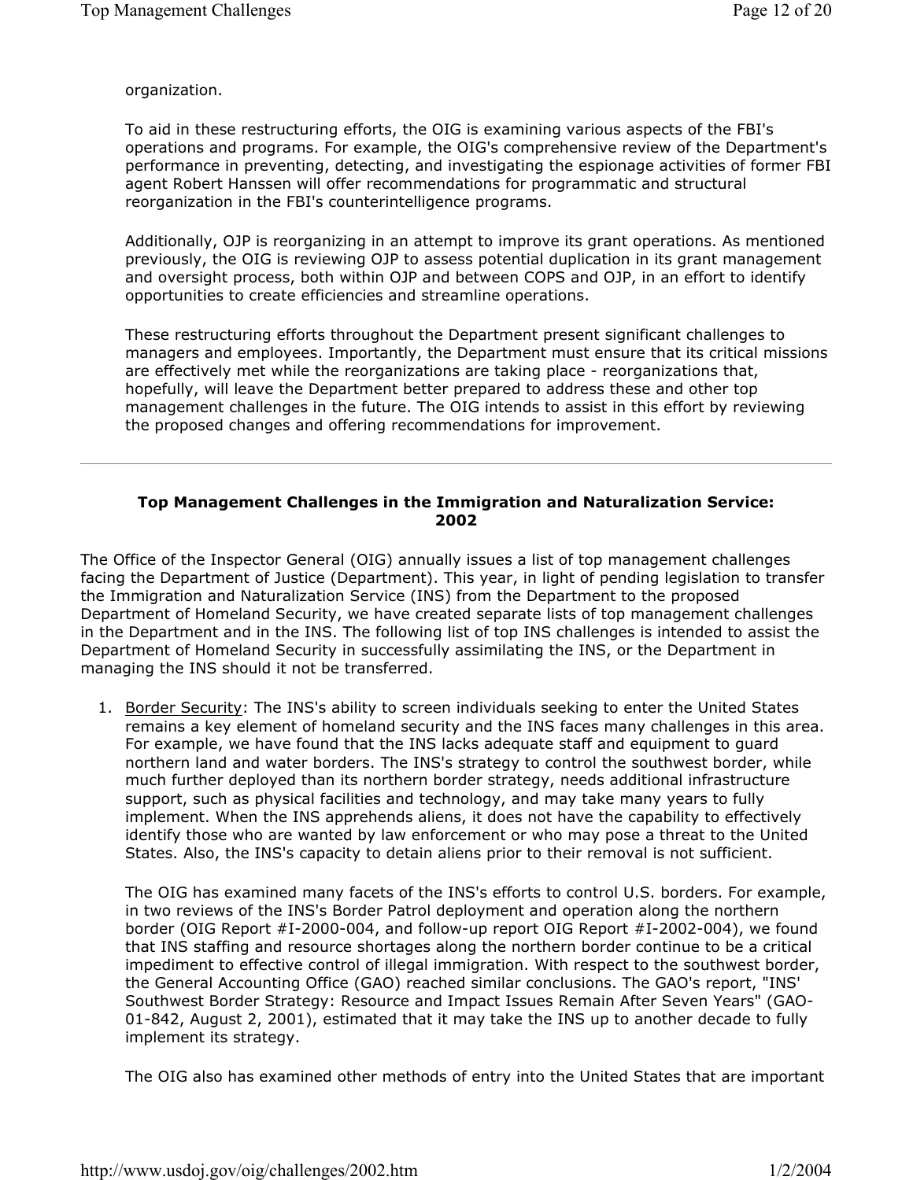organization.

To aid in these restructuring efforts, the OIG is examining various aspects of the FBI's operations and programs. For example, the OIG's comprehensive review of the Department's performance in preventing, detecting, and investigating the espionage activities of former FBI agent Robert Hanssen will offer recommendations for programmatic and structural reorganization in the FBI's counterintelligence programs.

Additionally, OJP is reorganizing in an attempt to improve its grant operations. As mentioned previously, the OIG is reviewing OJP to assess potential duplication in its grant management and oversight process, both within OJP and between COPS and OJP, in an effort to identify opportunities to create efficiencies and streamline operations.

These restructuring efforts throughout the Department present significant challenges to managers and employees. Importantly, the Department must ensure that its critical missions are effectively met while the reorganizations are taking place - reorganizations that, hopefully, will leave the Department better prepared to address these and other top management challenges in the future. The OIG intends to assist in this effort by reviewing the proposed changes and offering recommendations for improvement.

---

## Top Management Challenges in the Immigration and Naturalization Service: 2002

The Office of the Inspector General (OIG) annually issues a list of top management challenges facing the Department of Justice (Department). This year, in light of pending legislation to transfer the Immigration and Naturalization Service (INS) from the Department to the proposed Department of Homeland Security, we have created separate lists of top management challenges in the Department and in the INS. The following list of top INS challenges is intended to assist the Department of Homeland Security in successfully assimilating the INS, or the Department in managing the INS should it not be transferred.

1. Border Security: The INS's ability to screen individuals seeking to enter the United States remains a key element of homeland security and the INS faces many challenges in this area. For example, we have found that the INS lacks adequate staff and equipment to guard northern land and water borders. The INS's strategy to control the southwest border, while much further deployed than its northern border strategy, needs additional infrastructure support, such as physical facilities and technology, and may take many years to fully implement. When the INS apprehends aliens, it does not have the capability to effectively identify those who are wanted by law enforcement or who may pose a threat to the United States. Also, the INS's capacity to detain aliens prior to their removal is not sufficient.

   The OIG has examined many facets of the INS's efforts to control U.S. borders. For example, in two reviews of the INS's Border Patrol deployment and operation along the northern border (OIG Report #I-2000-004, and follow-up report OIG Report #I-2002-004), we found that INS staffing and resource shortages along the northern border continue to be a critical impediment to effective control of illegal immigration. With respect to the southwest border, the General Accounting Office (GAO) reached similar conclusions. The GAO's report, "INS' Southwest Border Strategy: Resource and Impact Issues Remain After Seven Years" (GAO-01-842, August 2, 2001), estimated that it may take the INS up to another decade to fully implement its strategy.

   The OIG also has examined other methods of entry into the United States that are important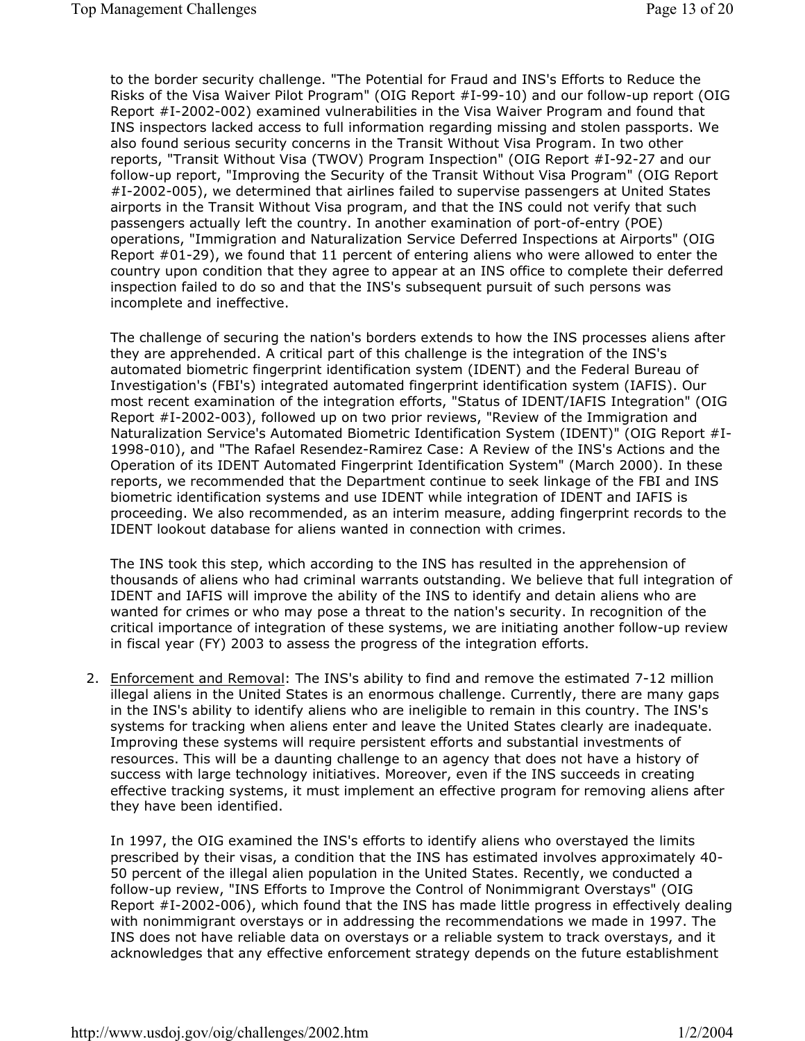to the border security challenge. "The Potential for Fraud and INS's Efforts to Reduce the Risks of the Visa Waiver Pilot Program" (OIG Report #I-99-10) and our follow-up report (OIG Report #I-2002-002) examined vulnerabilities in the Visa Waiver Program and found that INS inspectors lacked access to full information regarding missing and stolen passports. We also found serious security concerns in the Transit Without Visa Program. In two other reports, "Transit Without Visa (TWOV) Program Inspection" (OIG Report #I-92-27 and our follow-up report, "Improving the Security of the Transit Without Visa Program" (OIG Report #I-2002-005), we determined that airlines failed to supervise passengers at United States airports in the Transit Without Visa program, and that the INS could not verify that such passengers actually left the country. In another examination of port-of-entry (POE) operations, "Immigration and Naturalization Service Deferred Inspections at Airports" (OIG Report #01-29), we found that 11 percent of entering aliens who were allowed to enter the country upon condition that they agree to appear at an INS office to complete their deferred inspection failed to do so and that the INS's subsequent pursuit of such persons was incomplete and ineffective.

The challenge of securing the nation's borders extends to how the INS processes aliens after they are apprehended. A critical part of this challenge is the integration of the INS's automated biometric fingerprint identification system (IDENT) and the Federal Bureau of Investigation's (FBI's) integrated automated fingerprint identification system (IAFIS). Our most recent examination of the integration efforts, "Status of IDENT/IAFIS Integration" (OIG Report #I-2002-003), followed up on two prior reviews, "Review of the Immigration and Naturalization Service's Automated Biometric Identification System (IDENT)" (OIG Report #I-1998-010), and "The Rafael Resendez-Ramirez Case: A Review of the INS's Actions and the Operation of its IDENT Automated Fingerprint Identification System" (March 2000). In these reports, we recommended that the Department continue to seek linkage of the FBI and INS biometric identification systems and use IDENT while integration of IDENT and IAFIS is proceeding. We also recommended, as an interim measure, adding fingerprint records to the IDENT lookout database for aliens wanted in connection with crimes.

The INS took this step, which according to the INS has resulted in the apprehension of thousands of aliens who had criminal warrants outstanding. We believe that full integration of IDENT and IAFIS will improve the ability of the INS to identify and detain aliens who are wanted for crimes or who may pose a threat to the nation's security. In recognition of the critical importance of integration of these systems, we are initiating another follow-up review in fiscal year (FY) 2003 to assess the progress of the integration efforts.

2. Enforcement and Removal: The INS's ability to find and remove the estimated 7-12 million illegal aliens in the United States is an enormous challenge. Currently, there are many gaps in the INS's ability to identify aliens who are ineligible to remain in this country. The INS's systems for tracking when aliens enter and leave the United States clearly are inadequate. Improving these systems will require persistent efforts and substantial investments of resources. This will be a daunting challenge to an agency that does not have a history of success with large technology initiatives. Moreover, even if the INS succeeds in creating effective tracking systems, it must implement an effective program for removing aliens after they have been identified.

   In 1997, the OIG examined the INS's efforts to identify aliens who overstayed the limits prescribed by their visas, a condition that the INS has estimated involves approximately 40-50 percent of the illegal alien population in the United States. Recently, we conducted a follow-up review, "INS Efforts to Improve the Control of Nonimmigrant Overstays" (OIG Report #I-2002-006), which found that the INS has made little progress in effectively dealing with nonimmigrant overstays or in addressing the recommendations we made in 1997. The INS does not have reliable data on overstays or a reliable system to track overstays, and it acknowledges that any effective enforcement strategy depends on the future establishment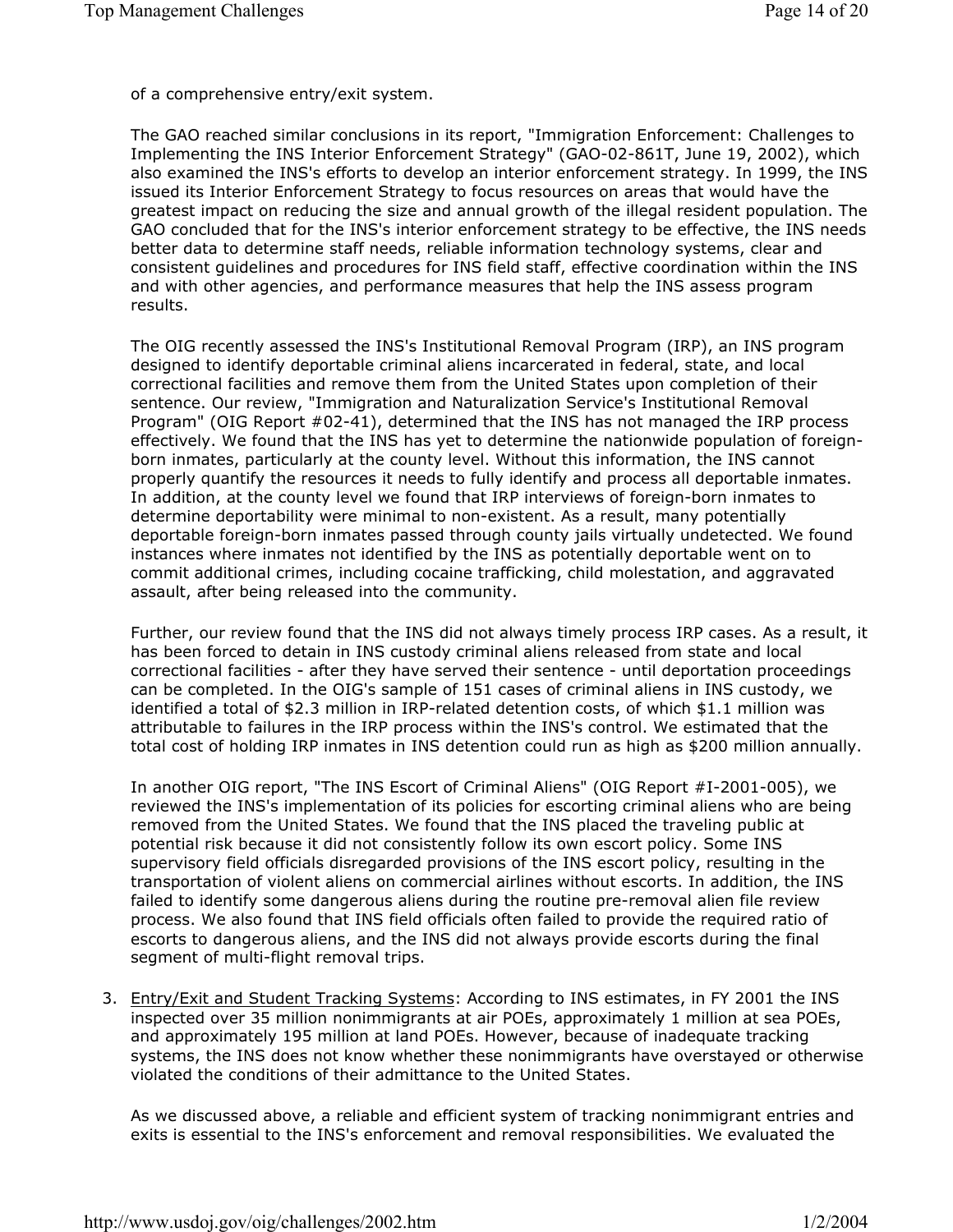of a comprehensive entry/exit system.

The GAO reached similar conclusions in its report, "Immigration Enforcement: Challenges to Implementing the INS Interior Enforcement Strategy" (GAO-02-861T, June 19, 2002), which also examined the INS's efforts to develop an interior enforcement strategy. In 1999, the INS issued its Interior Enforcement Strategy to focus resources on areas that would have the greatest impact on reducing the size and annual growth of the illegal resident population. The GAO concluded that for the INS's interior enforcement strategy to be effective, the INS needs better data to determine staff needs, reliable information technology systems, clear and consistent guidelines and procedures for INS field staff, effective coordination within the INS and with other agencies, and performance measures that help the INS assess program results.

The OIG recently assessed the INS's Institutional Removal Program (IRP), an INS program designed to identify deportable criminal aliens incarcerated in federal, state, and local correctional facilities and remove them from the United States upon completion of their sentence. Our review, "Immigration and Naturalization Service's Institutional Removal Program" (OIG Report #02-41), determined that the INS has not managed the IRP process effectively. We found that the INS has yet to determine the nationwide population of foreign-born inmates, particularly at the county level. Without this information, the INS cannot properly quantify the resources it needs to fully identify and process all deportable inmates. In addition, at the county level we found that IRP interviews of foreign-born inmates to determine deportability were minimal to non-existent. As a result, many potentially deportable foreign-born inmates passed through county jails virtually undetected. We found instances where inmates not identified by the INS as potentially deportable went on to commit additional crimes, including cocaine trafficking, child molestation, and aggravated assault, after being released into the community.

Further, our review found that the INS did not always timely process IRP cases. As a result, it has been forced to detain in INS custody criminal aliens released from state and local correctional facilities - after they have served their sentence - until deportation proceedings can be completed. In the OIG's sample of 151 cases of criminal aliens in INS custody, we identified a total of $2.3 million in IRP-related detention costs, of which $1.1 million was attributable to failures in the IRP process within the INS's control. We estimated that the total cost of holding IRP inmates in INS detention could run as high as $200 million annually.

In another OIG report, "The INS Escort of Criminal Aliens" (OIG Report #I-2001-005), we reviewed the INS's implementation of its policies for escorting criminal aliens who are being removed from the United States. We found that the INS placed the traveling public at potential risk because it did not consistently follow its own escort policy. Some INS supervisory field officials disregarded provisions of the INS escort policy, resulting in the transportation of violent aliens on commercial airlines without escorts. In addition, the INS failed to identify some dangerous aliens during the routine pre-removal alien file review process. We also found that INS field officials often failed to provide the required ratio of escorts to dangerous aliens, and the INS did not always provide escorts during the final segment of multi-flight removal trips.

3. <u>Entry/Exit and Student Tracking Systems</u>: According to INS estimates, in FY 2001 the INS inspected over 35 million nonimmigrants at air POEs, approximately 1 million at sea POEs, and approximately 195 million at land POEs. However, because of inadequate tracking systems, the INS does not know whether these nonimmigrants have overstayed or otherwise violated the conditions of their admittance to the United States.

   As we discussed above, a reliable and efficient system of tracking nonimmigrant entries and exits is essential to the INS's enforcement and removal responsibilities. We evaluated the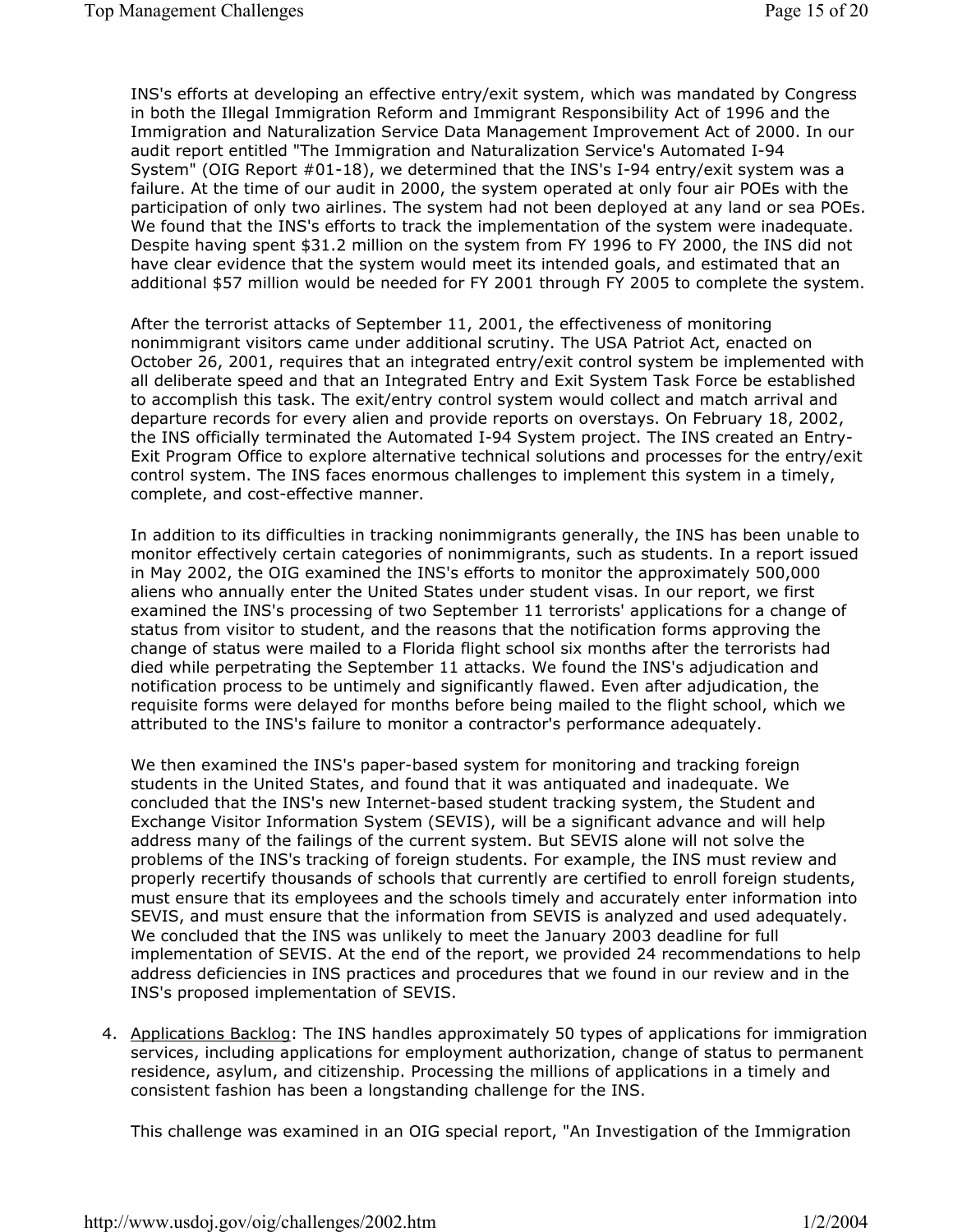INS's efforts at developing an effective entry/exit system, which was mandated by Congress in both the Illegal Immigration Reform and Immigrant Responsibility Act of 1996 and the Immigration and Naturalization Service Data Management Improvement Act of 2000. In our audit report entitled "The Immigration and Naturalization Service's Automated I-94 System" (OIG Report #01-18), we determined that the INS's I-94 entry/exit system was a failure. At the time of our audit in 2000, the system operated at only four air POEs with the participation of only two airlines. The system had not been deployed at any land or sea POEs. We found that the INS's efforts to track the implementation of the system were inadequate. Despite having spent $31.2 million on the system from FY 1996 to FY 2000, the INS did not have clear evidence that the system would meet its intended goals, and estimated that an additional $57 million would be needed for FY 2001 through FY 2005 to complete the system.

After the terrorist attacks of September 11, 2001, the effectiveness of monitoring nonimmigrant visitors came under additional scrutiny. The USA Patriot Act, enacted on October 26, 2001, requires that an integrated entry/exit control system be implemented with all deliberate speed and that an Integrated Entry and Exit System Task Force be established to accomplish this task. The exit/entry control system would collect and match arrival and departure records for every alien and provide reports on overstays. On February 18, 2002, the INS officially terminated the Automated I-94 System project. The INS created an Entry-Exit Program Office to explore alternative technical solutions and processes for the entry/exit control system. The INS faces enormous challenges to implement this system in a timely, complete, and cost-effective manner.

In addition to its difficulties in tracking nonimmigrants generally, the INS has been unable to monitor effectively certain categories of nonimmigrants, such as students. In a report issued in May 2002, the OIG examined the INS's efforts to monitor the approximately 500,000 aliens who annually enter the United States under student visas. In our report, we first examined the INS's processing of two September 11 terrorists' applications for a change of status from visitor to student, and the reasons that the notification forms approving the change of status were mailed to a Florida flight school six months after the terrorists had died while perpetrating the September 11 attacks. We found the INS's adjudication and notification process to be untimely and significantly flawed. Even after adjudication, the requisite forms were delayed for months before being mailed to the flight school, which we attributed to the INS's failure to monitor a contractor's performance adequately.

We then examined the INS's paper-based system for monitoring and tracking foreign students in the United States, and found that it was antiquated and inadequate. We concluded that the INS's new Internet-based student tracking system, the Student and Exchange Visitor Information System (SEVIS), will be a significant advance and will help address many of the failings of the current system. But SEVIS alone will not solve the problems of the INS's tracking of foreign students. For example, the INS must review and properly recertify thousands of schools that currently are certified to enroll foreign students, must ensure that its employees and the schools timely and accurately enter information into SEVIS, and must ensure that the information from SEVIS is analyzed and used adequately. We concluded that the INS was unlikely to meet the January 2003 deadline for full implementation of SEVIS. At the end of the report, we provided 24 recommendations to help address deficiencies in INS practices and procedures that we found in our review and in the INS's proposed implementation of SEVIS.

4. <u>Applications Backlog</u>: The INS handles approximately 50 types of applications for immigration services, including applications for employment authorization, change of status to permanent residence, asylum, and citizenship. Processing the millions of applications in a timely and consistent fashion has been a longstanding challenge for the INS.

   This challenge was examined in an OIG special report, "An Investigation of the Immigration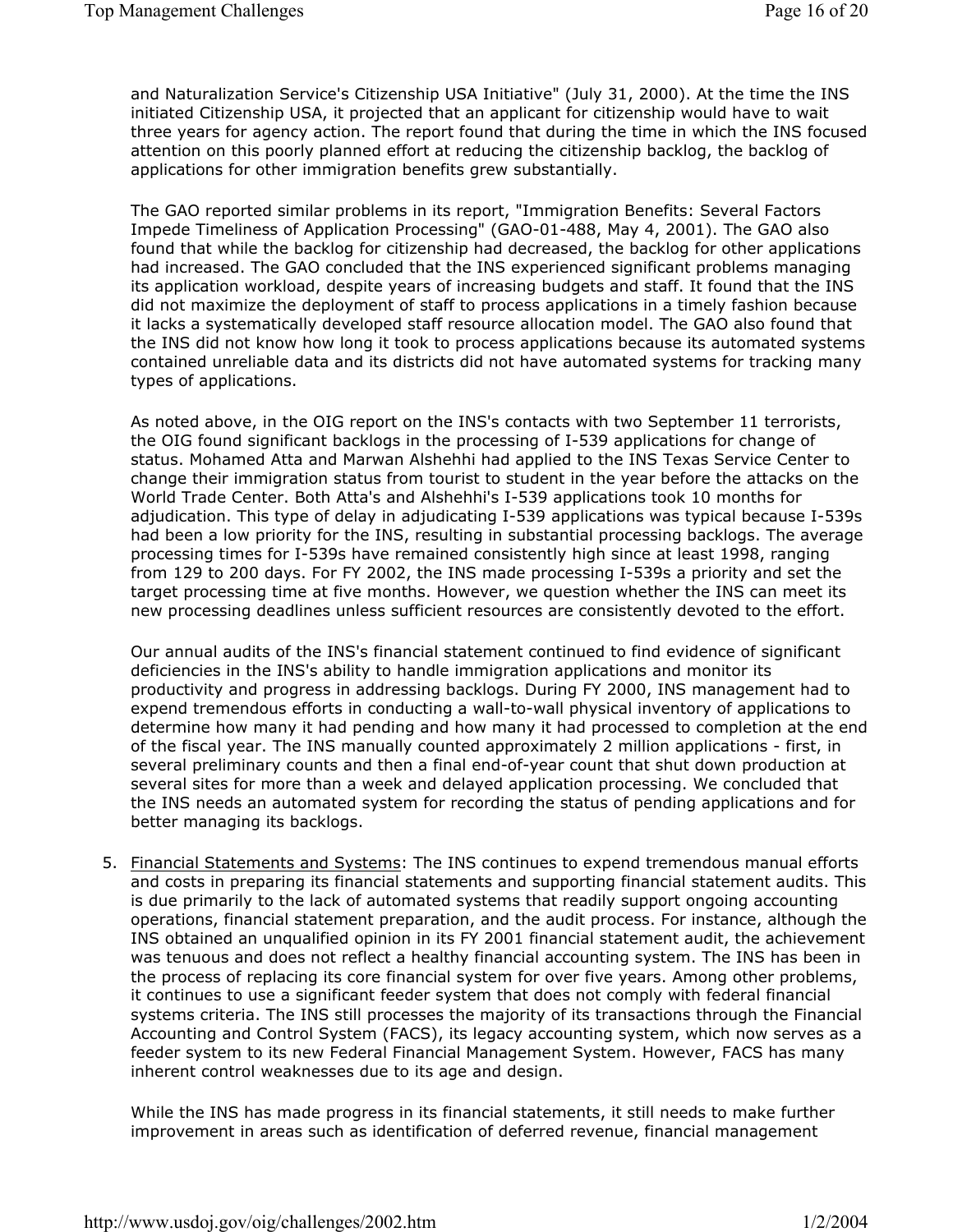and Naturalization Service's Citizenship USA Initiative" (July 31, 2000). At the time the INS initiated Citizenship USA, it projected that an applicant for citizenship would have to wait three years for agency action. The report found that during the time in which the INS focused attention on this poorly planned effort at reducing the citizenship backlog, the backlog of applications for other immigration benefits grew substantially.

The GAO reported similar problems in its report, "Immigration Benefits: Several Factors Impede Timeliness of Application Processing" (GAO-01-488, May 4, 2001). The GAO also found that while the backlog for citizenship had decreased, the backlog for other applications had increased. The GAO concluded that the INS experienced significant problems managing its application workload, despite years of increasing budgets and staff. It found that the INS did not maximize the deployment of staff to process applications in a timely fashion because it lacks a systematically developed staff resource allocation model. The GAO also found that the INS did not know how long it took to process applications because its automated systems contained unreliable data and its districts did not have automated systems for tracking many types of applications.

As noted above, in the OIG report on the INS's contacts with two September 11 terrorists, the OIG found significant backlogs in the processing of I-539 applications for change of status. Mohamed Atta and Marwan Alshehhi had applied to the INS Texas Service Center to change their immigration status from tourist to student in the year before the attacks on the World Trade Center. Both Atta's and Alshehhi's I-539 applications took 10 months for adjudication. This type of delay in adjudicating I-539 applications was typical because I-539s had been a low priority for the INS, resulting in substantial processing backlogs. The average processing times for I-539s have remained consistently high since at least 1998, ranging from 129 to 200 days. For FY 2002, the INS made processing I-539s a priority and set the target processing time at five months. However, we question whether the INS can meet its new processing deadlines unless sufficient resources are consistently devoted to the effort.

Our annual audits of the INS's financial statement continued to find evidence of significant deficiencies in the INS's ability to handle immigration applications and monitor its productivity and progress in addressing backlogs. During FY 2000, INS management had to expend tremendous efforts in conducting a wall-to-wall physical inventory of applications to determine how many it had pending and how many it had processed to completion at the end of the fiscal year. The INS manually counted approximately 2 million applications - first, in several preliminary counts and then a final end-of-year count that shut down production at several sites for more than a week and delayed application processing. We concluded that the INS needs an automated system for recording the status of pending applications and for better managing its backlogs.

5. Financial Statements and Systems: The INS continues to expend tremendous manual efforts and costs in preparing its financial statements and supporting financial statement audits. This is due primarily to the lack of automated systems that readily support ongoing accounting operations, financial statement preparation, and the audit process. For instance, although the INS obtained an unqualified opinion in its FY 2001 financial statement audit, the achievement was tenuous and does not reflect a healthy financial accounting system. The INS has been in the process of replacing its core financial system for over five years. Among other problems, it continues to use a significant feeder system that does not comply with federal financial systems criteria. The INS still processes the majority of its transactions through the Financial Accounting and Control System (FACS), its legacy accounting system, which now serves as a feeder system to its new Federal Financial Management System. However, FACS has many inherent control weaknesses due to its age and design.

   While the INS has made progress in its financial statements, it still needs to make further improvement in areas such as identification of deferred revenue, financial management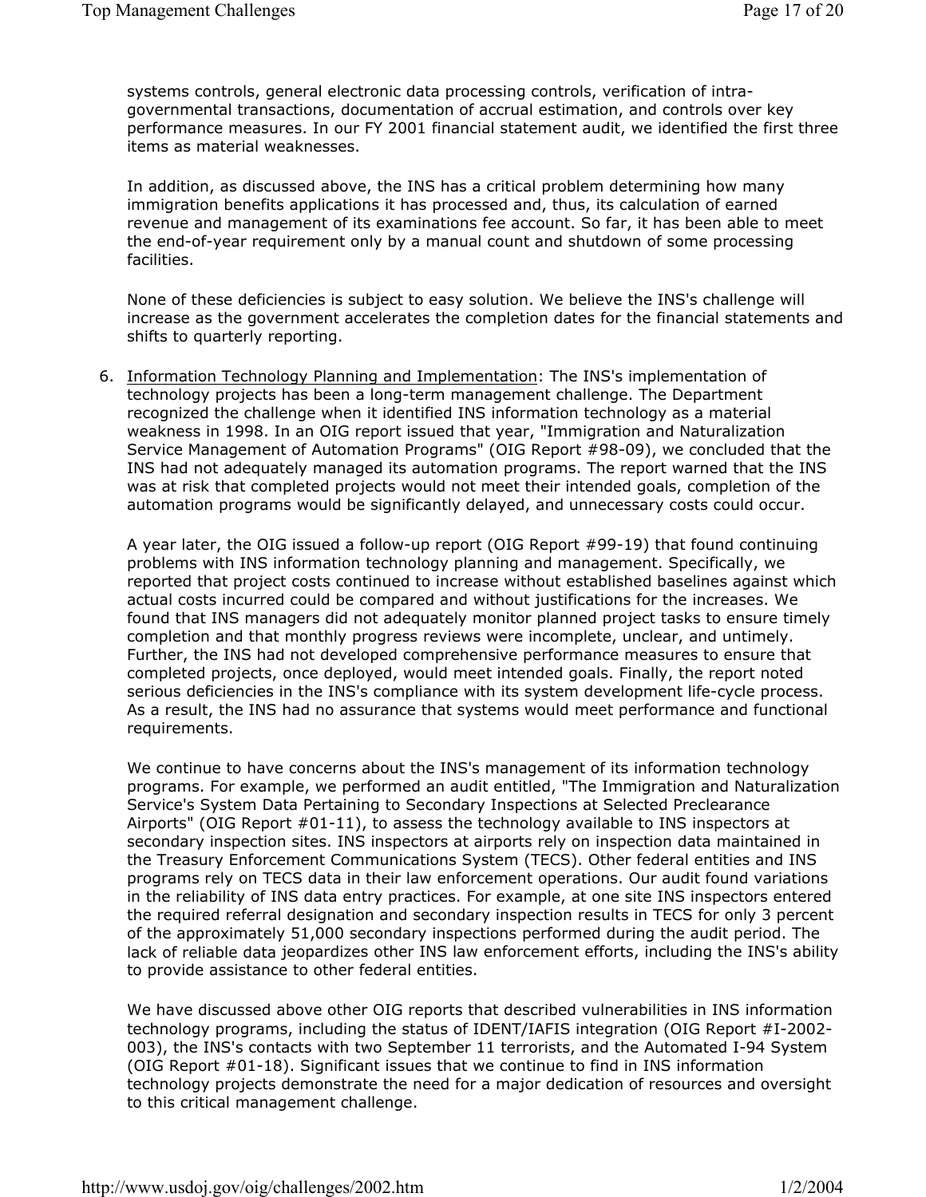systems controls, general electronic data processing controls, verification of intra-governmental transactions, documentation of accrual estimation, and controls over key performance measures. In our FY 2001 financial statement audit, we identified the first three items as material weaknesses.

In addition, as discussed above, the INS has a critical problem determining how many immigration benefits applications it has processed and, thus, its calculation of earned revenue and management of its examinations fee account. So far, it has been able to meet the end-of-year requirement only by a manual count and shutdown of some processing facilities.

None of these deficiencies is subject to easy solution. We believe the INS's challenge will increase as the government accelerates the completion dates for the financial statements and shifts to quarterly reporting.

6. Information Technology Planning and Implementation: The INS's implementation of technology projects has been a long-term management challenge. The Department recognized the challenge when it identified INS information technology as a material weakness in 1998. In an OIG report issued that year, "Immigration and Naturalization Service Management of Automation Programs" (OIG Report #98-09), we concluded that the INS had not adequately managed its automation programs. The report warned that the INS was at risk that completed projects would not meet their intended goals, completion of the automation programs would be significantly delayed, and unnecessary costs could occur.

   A year later, the OIG issued a follow-up report (OIG Report #99-19) that found continuing problems with INS information technology planning and management. Specifically, we reported that project costs continued to increase without established baselines against which actual costs incurred could be compared and without justifications for the increases. We found that INS managers did not adequately monitor planned project tasks to ensure timely completion and that monthly progress reviews were incomplete, unclear, and untimely. Further, the INS had not developed comprehensive performance measures to ensure that completed projects, once deployed, would meet intended goals. Finally, the report noted serious deficiencies in the INS's compliance with its system development life-cycle process. As a result, the INS had no assurance that systems would meet performance and functional requirements.

   We continue to have concerns about the INS's management of its information technology programs. For example, we performed an audit entitled, "The Immigration and Naturalization Service's System Data Pertaining to Secondary Inspections at Selected Preclearance Airports" (OIG Report #01-11), to assess the technology available to INS inspectors at secondary inspection sites. INS inspectors at airports rely on inspection data maintained in the Treasury Enforcement Communications System (TECS). Other federal entities and INS programs rely on TECS data in their law enforcement operations. Our audit found variations in the reliability of INS data entry practices. For example, at one site INS inspectors entered the required referral designation and secondary inspection results in TECS for only 3 percent of the approximately 51,000 secondary inspections performed during the audit period. The lack of reliable data jeopardizes other INS law enforcement efforts, including the INS's ability to provide assistance to other federal entities.

   We have discussed above other OIG reports that described vulnerabilities in INS information technology programs, including the status of IDENT/IAFIS integration (OIG Report #I-2002-003), the INS's contacts with two September 11 terrorists, and the Automated I-94 System (OIG Report #01-18). Significant issues that we continue to find in INS information technology projects demonstrate the need for a major dedication of resources and oversight to this critical management challenge.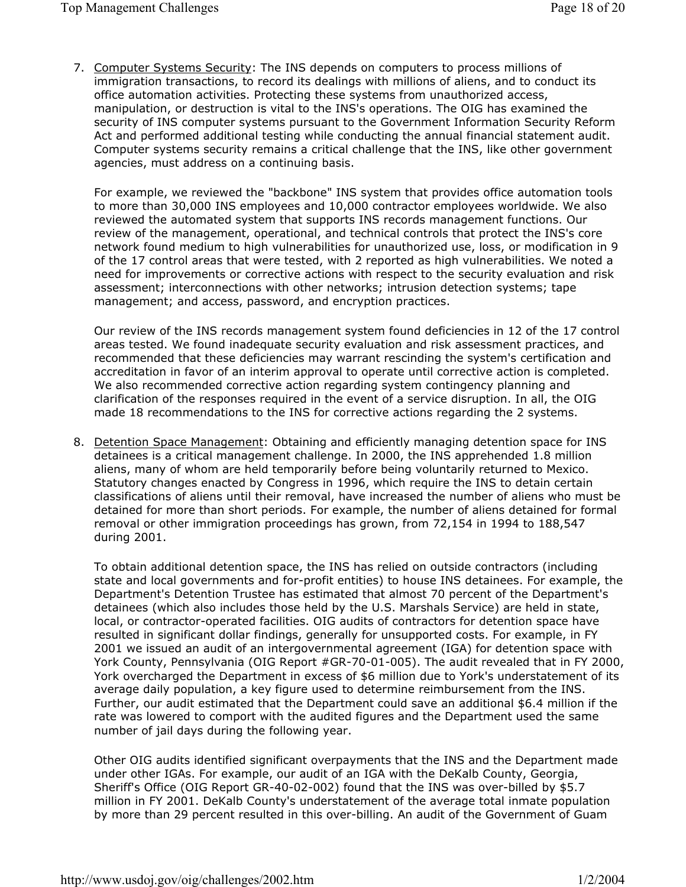7. Computer Systems Security: The INS depends on computers to process millions of immigration transactions, to record its dealings with millions of aliens, and to conduct its office automation activities. Protecting these systems from unauthorized access, manipulation, or destruction is vital to the INS's operations. The OIG has examined the security of INS computer systems pursuant to the Government Information Security Reform Act and performed additional testing while conducting the annual financial statement audit. Computer systems security remains a critical challenge that the INS, like other government agencies, must address on a continuing basis.

   For example, we reviewed the "backbone" INS system that provides office automation tools to more than 30,000 INS employees and 10,000 contractor employees worldwide. We also reviewed the automated system that supports INS records management functions. Our review of the management, operational, and technical controls that protect the INS's core network found medium to high vulnerabilities for unauthorized use, loss, or modification in 9 of the 17 control areas that were tested, with 2 reported as high vulnerabilities. We noted a need for improvements or corrective actions with respect to the security evaluation and risk assessment; interconnections with other networks; intrusion detection systems; tape management; and access, password, and encryption practices.

   Our review of the INS records management system found deficiencies in 12 of the 17 control areas tested. We found inadequate security evaluation and risk assessment practices, and recommended that these deficiencies may warrant rescinding the system's certification and accreditation in favor of an interim approval to operate until corrective action is completed. We also recommended corrective action regarding system contingency planning and clarification of the responses required in the event of a service disruption. In all, the OIG made 18 recommendations to the INS for corrective actions regarding the 2 systems.

8. Detention Space Management: Obtaining and efficiently managing detention space for INS detainees is a critical management challenge. In 2000, the INS apprehended 1.8 million aliens, many of whom are held temporarily before being voluntarily returned to Mexico. Statutory changes enacted by Congress in 1996, which require the INS to detain certain classifications of aliens until their removal, have increased the number of aliens who must be detained for more than short periods. For example, the number of aliens detained for formal removal or other immigration proceedings has grown, from 72,154 in 1994 to 188,547 during 2001.

   To obtain additional detention space, the INS has relied on outside contractors (including state and local governments and for-profit entities) to house INS detainees. For example, the Department's Detention Trustee has estimated that almost 70 percent of the Department's detainees (which also includes those held by the U.S. Marshals Service) are held in state, local, or contractor-operated facilities. OIG audits of contractors for detention space have resulted in significant dollar findings, generally for unsupported costs. For example, in FY 2001 we issued an audit of an intergovernmental agreement (IGA) for detention space with York County, Pennsylvania (OIG Report #GR-70-01-005). The audit revealed that in FY 2000, York overcharged the Department in excess of $6 million due to York's understatement of its average daily population, a key figure used to determine reimbursement from the INS. Further, our audit estimated that the Department could save an additional $6.4 million if the rate was lowered to comport with the audited figures and the Department used the same number of jail days during the following year.

   Other OIG audits identified significant overpayments that the INS and the Department made under other IGAs. For example, our audit of an IGA with the DeKalb County, Georgia, Sheriff's Office (OIG Report GR-40-02-002) found that the INS was over-billed by $5.7 million in FY 2001. DeKalb County's understatement of the average total inmate population by more than 29 percent resulted in this over-billing. An audit of the Government of Guam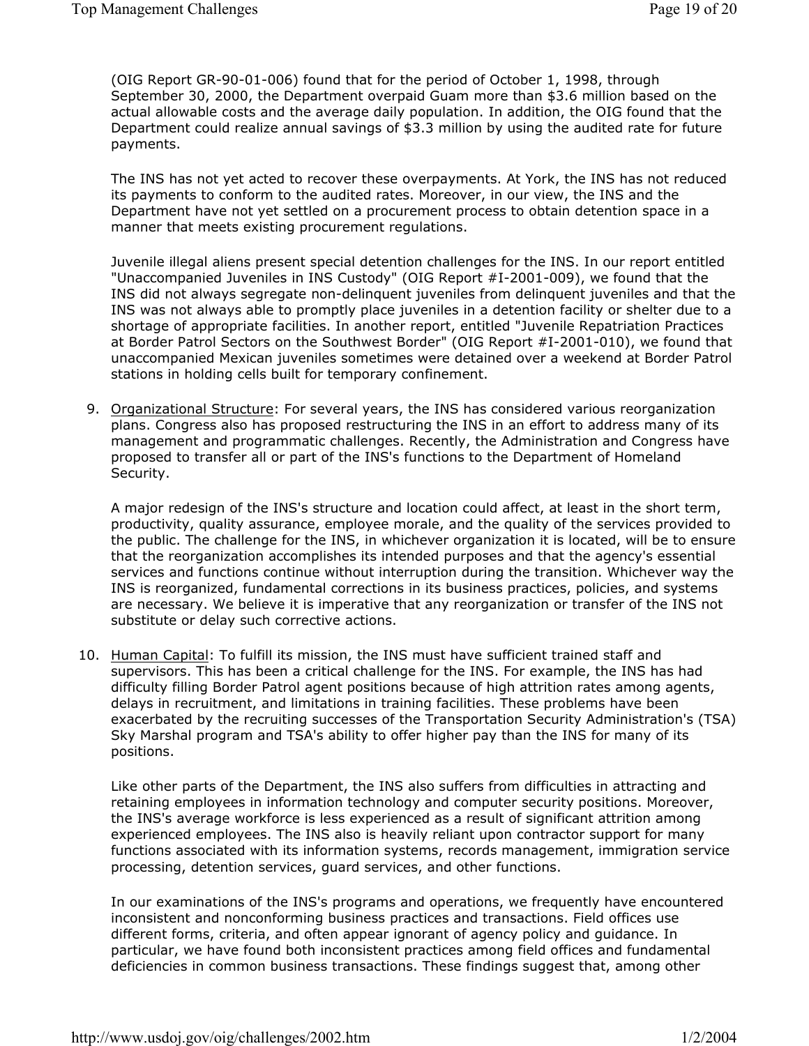(OIG Report GR-90-01-006) found that for the period of October 1, 1998, through September 30, 2000, the Department overpaid Guam more than $3.6 million based on the actual allowable costs and the average daily population. In addition, the OIG found that the Department could realize annual savings of $3.3 million by using the audited rate for future payments.

The INS has not yet acted to recover these overpayments. At York, the INS has not reduced its payments to conform to the audited rates. Moreover, in our view, the INS and the Department have not yet settled on a procurement process to obtain detention space in a manner that meets existing procurement regulations.

Juvenile illegal aliens present special detention challenges for the INS. In our report entitled "Unaccompanied Juveniles in INS Custody" (OIG Report #I-2001-009), we found that the INS did not always segregate non-delinquent juveniles from delinquent juveniles and that the INS was not always able to promptly place juveniles in a detention facility or shelter due to a shortage of appropriate facilities. In another report, entitled "Juvenile Repatriation Practices at Border Patrol Sectors on the Southwest Border" (OIG Report #I-2001-010), we found that unaccompanied Mexican juveniles sometimes were detained over a weekend at Border Patrol stations in holding cells built for temporary confinement.

9. Organizational Structure: For several years, the INS has considered various reorganization plans. Congress also has proposed restructuring the INS in an effort to address many of its management and programmatic challenges. Recently, the Administration and Congress have proposed to transfer all or part of the INS's functions to the Department of Homeland Security.

   A major redesign of the INS's structure and location could affect, at least in the short term, productivity, quality assurance, employee morale, and the quality of the services provided to the public. The challenge for the INS, in whichever organization it is located, will be to ensure that the reorganization accomplishes its intended purposes and that the agency's essential services and functions continue without interruption during the transition. Whichever way the INS is reorganized, fundamental corrections in its business practices, policies, and systems are necessary. We believe it is imperative that any reorganization or transfer of the INS not substitute or delay such corrective actions.

10. Human Capital: To fulfill its mission, the INS must have sufficient trained staff and supervisors. This has been a critical challenge for the INS. For example, the INS has had difficulty filling Border Patrol agent positions because of high attrition rates among agents, delays in recruitment, and limitations in training facilities. These problems have been exacerbated by the recruiting successes of the Transportation Security Administration's (TSA) Sky Marshal program and TSA's ability to offer higher pay than the INS for many of its positions.

    Like other parts of the Department, the INS also suffers from difficulties in attracting and retaining employees in information technology and computer security positions. Moreover, the INS's average workforce is less experienced as a result of significant attrition among experienced employees. The INS also is heavily reliant upon contractor support for many functions associated with its information systems, records management, immigration service processing, detention services, guard services, and other functions.

    In our examinations of the INS's programs and operations, we frequently have encountered inconsistent and nonconforming business practices and transactions. Field offices use different forms, criteria, and often appear ignorant of agency policy and guidance. In particular, we have found both inconsistent practices among field offices and fundamental deficiencies in common business transactions. These findings suggest that, among other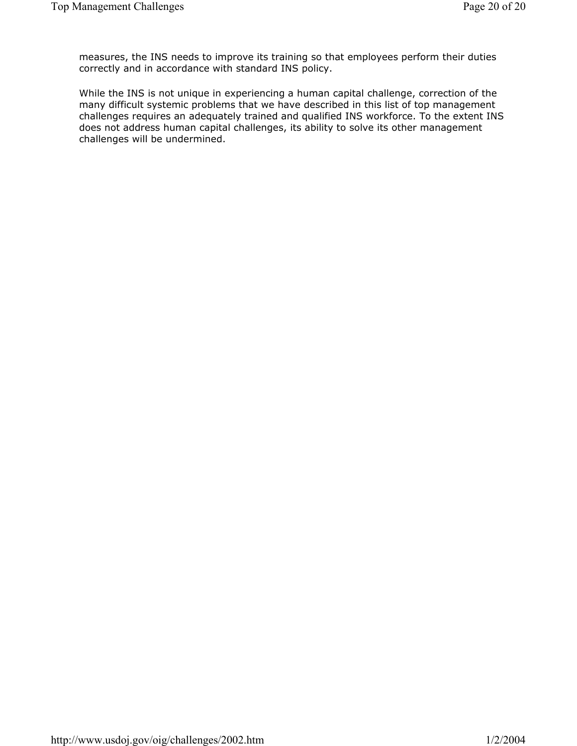measures, the INS needs to improve its training so that employees perform their duties correctly and in accordance with standard INS policy.

While the INS is not unique in experiencing a human capital challenge, correction of the many difficult systemic problems that we have described in this list of top management challenges requires an adequately trained and qualified INS workforce. To the extent INS does not address human capital challenges, its ability to solve its other management challenges will be undermined.